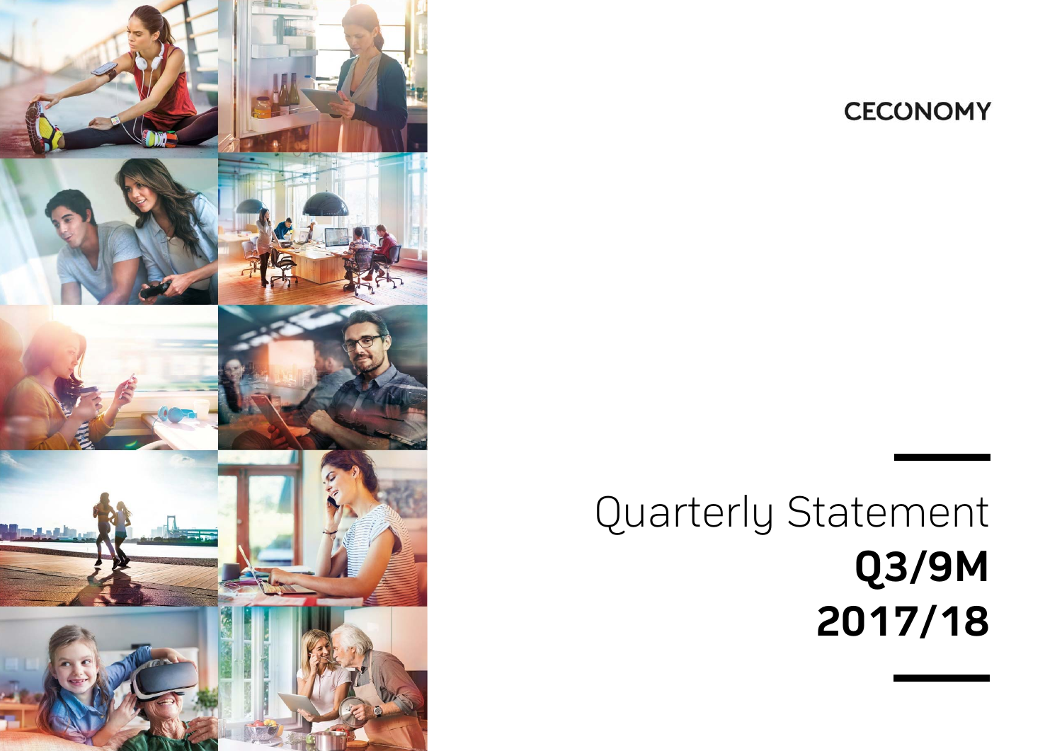CECONOMY

# Quarterly Statement

# Q3/9M 2017/18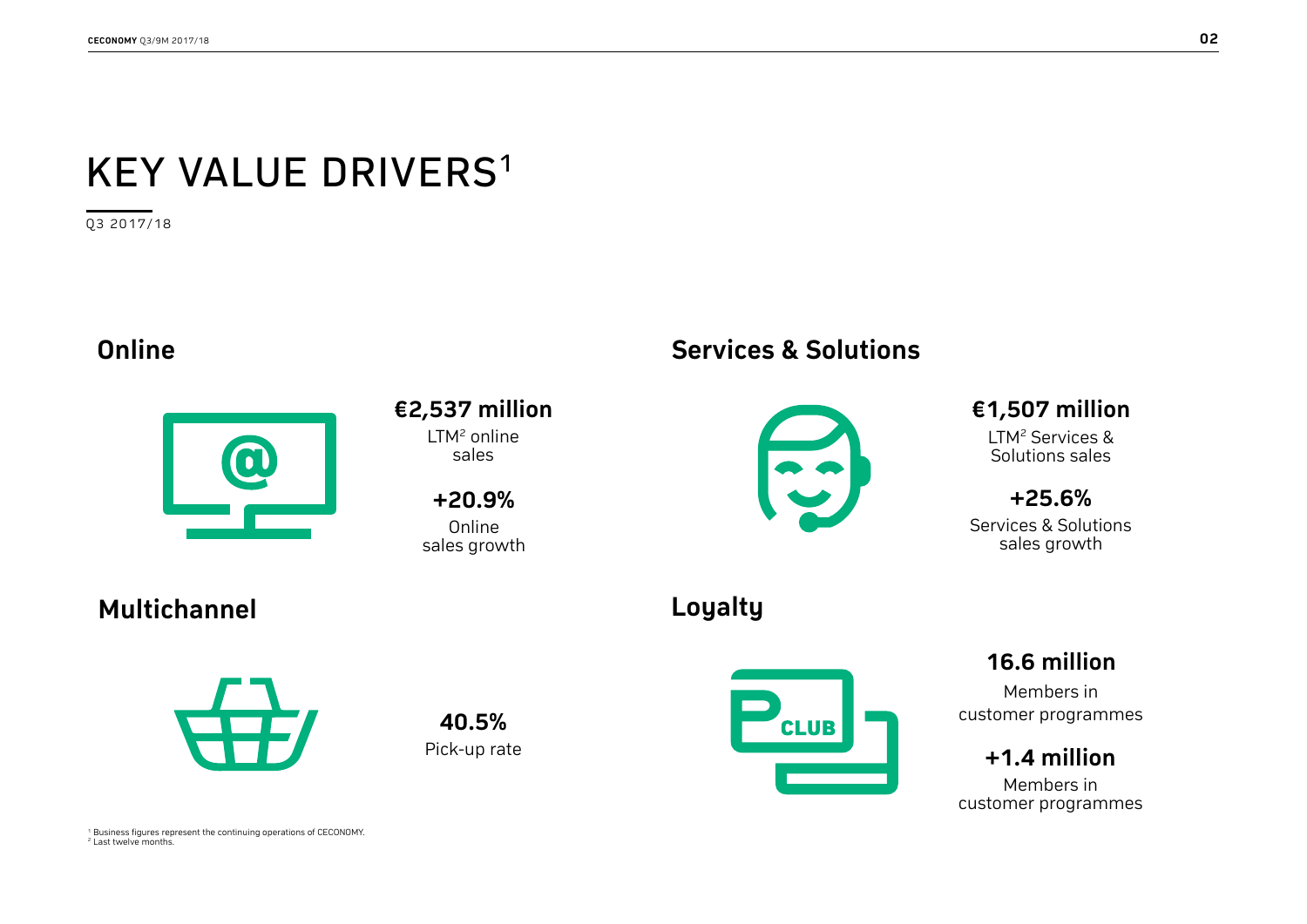# KEY VALUE DRIVERS[1]

Q3 2017/18

## Online

**€2,537 million**
LTM[2] online sales

**+20.9%**
Online sales growth

## Services & Solutions

**€1,507 million**
LTM[2] Services & Solutions sales

**+25.6%**
Services & Solutions sales growth

## Multichannel

**40.5%**
Pick-up rate

## Loyalty

**16.6 million**
Members in customer programmes

**+1.4 million**
Members in customer programmes

[1] Business figures represent the continuing operations of CECONOMY.
[2] Last twelve months.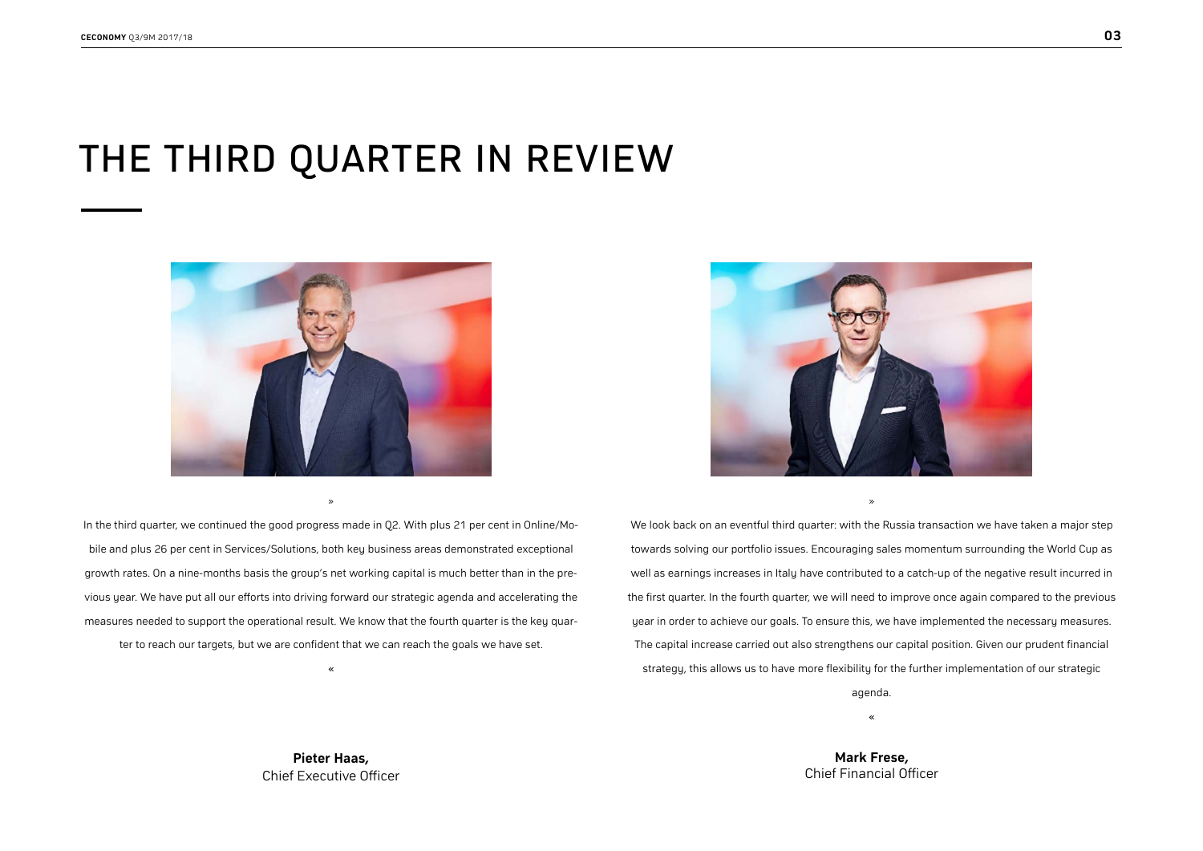# THE THIRD QUARTER IN REVIEW

» In the third quarter, we continued the good progress made in Q2. With plus 21 per cent in Online/Mobile and plus 26 per cent in Services/Solutions, both key business areas demonstrated exceptional growth rates. On a nine-months basis the group's net working capital is much better than in the previous year. We have put all our efforts into driving forward our strategic agenda and accelerating the measures needed to support the operational result. We know that the fourth quarter is the key quarter to reach our targets, but we are confident that we can reach the goals we have set. «

**Pieter Haas,**
Chief Executive Officer

» We look back on an eventful third quarter: with the Russia transaction we have taken a major step towards solving our portfolio issues. Encouraging sales momentum surrounding the World Cup as well as earnings increases in Italy have contributed to a catch-up of the negative result incurred in the first quarter. In the fourth quarter, we will need to improve once again compared to the previous year in order to achieve our goals. To ensure this, we have implemented the necessary measures. The capital increase carried out also strengthens our capital position. Given our prudent financial strategy, this allows us to have more flexibility for the further implementation of our strategic agenda. «

**Mark Frese,**
Chief Financial Officer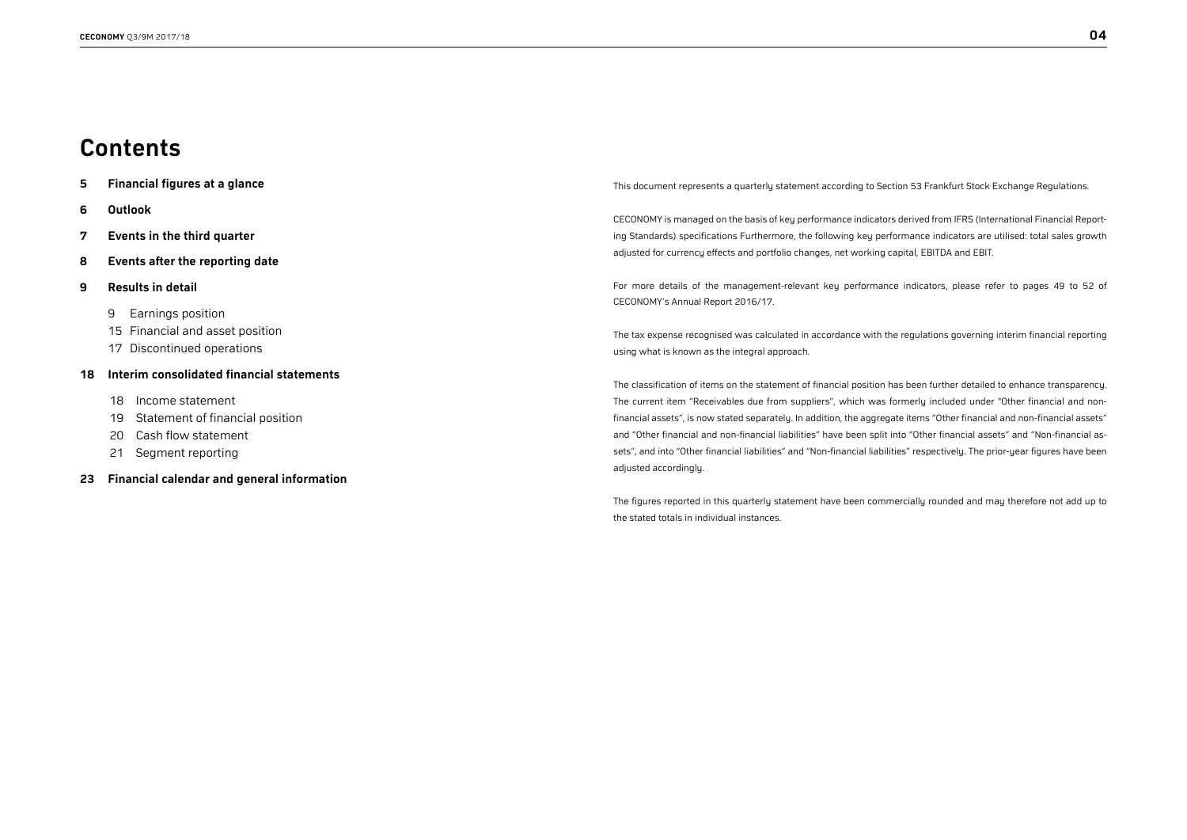# Contents

**5 Financial figures at a glance**

**6 Outlook**

**7 Events in the third quarter**

**8 Events after the reporting date**

**9 Results in detail**

- 9 Earnings position
- 15 Financial and asset position
- 17 Discontinued operations

**18 Interim consolidated financial statements**

- 18 Income statement
- 19 Statement of financial position
- 20 Cash flow statement
- 21 Segment reporting

**23 Financial calendar and general information**

This document represents a quarterly statement according to Section 53 Frankfurt Stock Exchange Regulations.

CECONOMY is managed on the basis of key performance indicators derived from IFRS (International Financial Reporting Standards) specifications Furthermore, the following key performance indicators are utilised: total sales growth adjusted for currency effects and portfolio changes, net working capital, EBITDA and EBIT.

For more details of the management-relevant key performance indicators, please refer to pages 49 to 52 of CECONOMY's Annual Report 2016/17.

The tax expense recognised was calculated in accordance with the regulations governing interim financial reporting using what is known as the integral approach.

The classification of items on the statement of financial position has been further detailed to enhance transparency. The current item "Receivables due from suppliers", which was formerly included under "Other financial and non-financial assets", is now stated separately. In addition, the aggregate items "Other financial and non-financial assets" and "Other financial and non-financial liabilities" have been split into "Other financial assets" and "Non-financial assets", and into "Other financial liabilities" and "Non-financial liabilities" respectively. The prior-year figures have been adjusted accordingly.

The figures reported in this quarterly statement have been commercially rounded and may therefore not add up to the stated totals in individual instances.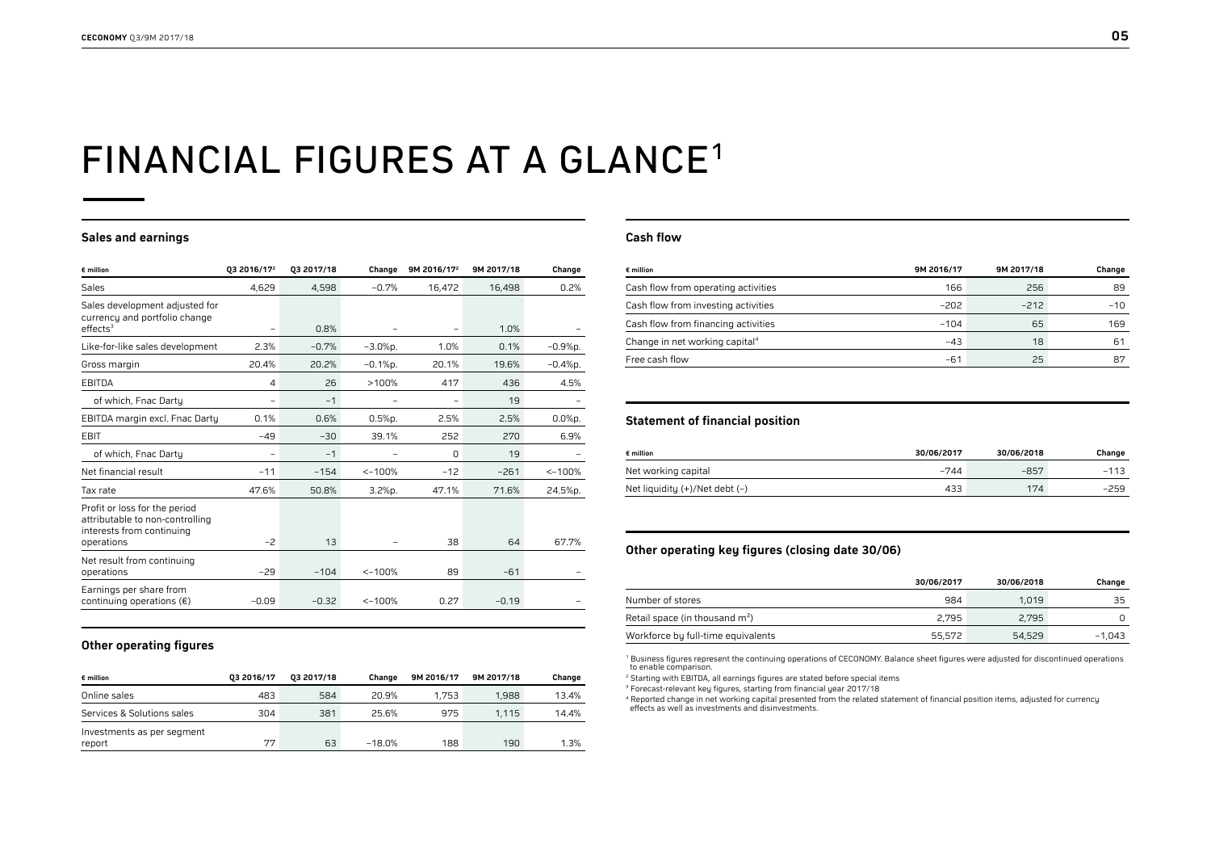# FINANCIAL FIGURES AT A GLANCE[1]

## Sales and earnings

| € million | Q3 2016/17[2] | Q3 2017/18 | Change | 9M 2016/17[2] | 9M 2017/18 | Change |
|---|---|---|---|---|---|---|
| Sales | 4,629 | 4,598 | −0.7% | 16,472 | 16,498 | 0.2% |
| Sales development adjusted for currency and portfolio change effects[3] | – | 0.8% | – | – | 1.0% | – |
| Like-for-like sales development | 2.3% | −0.7% | −3.0%p. | 1.0% | 0.1% | −0.9%p. |
| Gross margin | 20.4% | 20.2% | −0.1%p. | 20.1% | 19.6% | −0.4%p. |
| EBITDA | 4 | 26 | >100% | 417 | 436 | 4.5% |
| of which, Fnac Darty | – | −1 | – | – | 19 | – |
| EBITDA margin excl. Fnac Darty | 0.1% | 0.6% | 0.5%p. | 2.5% | 2.5% | 0.0%p. |
| EBIT | −49 | −30 | 39.1% | 252 | 270 | 6.9% |
| of which, Fnac Darty | – | −1 | – | 0 | 19 | – |
| Net financial result | −11 | −154 | <−100% | −12 | −261 | <−100% |
| Tax rate | 47.6% | 50.8% | 3.2%p. | 47.1% | 71.6% | 24.5%p. |
| Profit or loss for the period attributable to non-controlling interests from continuing operations | −2 | 13 | – | 38 | 64 | 67.7% |
| Net result from continuing operations | −29 | −104 | <−100% | 89 | −61 | – |
| Earnings per share from continuing operations (€) | −0.09 | −0.32 | <−100% | 0.27 | −0.19 | – |

## Other operating figures

| € million | Q3 2016/17 | Q3 2017/18 | Change | 9M 2016/17 | 9M 2017/18 | Change |
|---|---|---|---|---|---|---|
| Online sales | 483 | 584 | 20.9% | 1,753 | 1,988 | 13.4% |
| Services & Solutions sales | 304 | 381 | 25.6% | 975 | 1,115 | 14.4% |
| Investments as per segment report | 77 | 63 | −18.0% | 188 | 190 | 1.3% |

## Cash flow

| € million | 9M 2016/17 | 9M 2017/18 | Change |
|---|---|---|---|
| Cash flow from operating activities | 166 | 256 | 89 |
| Cash flow from investing activities | −202 | −212 | −10 |
| Cash flow from financing activities | −104 | 65 | 169 |
| Change in net working capital[4] | −43 | 18 | 61 |
| Free cash flow | −61 | 25 | 87 |

## Statement of financial position

| € million | 30/06/2017 | 30/06/2018 | Change |
|---|---|---|---|
| Net working capital | −744 | −857 | −113 |
| Net liquidity (+)/Net debt (−) | 433 | 174 | −259 |

## Other operating key figures (closing date 30/06)

| | 30/06/2017 | 30/06/2018 | Change |
|---|---|---|---|
| Number of stores | 984 | 1,019 | 35 |
| Retail space (in thousand $m^2$) | 2,795 | 2,795 | 0 |
| Workforce by full-time equivalents | 55,572 | 54,529 | −1,043 |

[1] Business figures represent the continuing operations of CECONOMY. Balance sheet figures were adjusted for discontinued operations to enable comparison.

[2] Starting with EBITDA, all earnings figures are stated before special items

[3] Forecast-relevant key figures, starting from financial year 2017/18

[4] Reported change in net working capital presented from the related statement of financial position items, adjusted for currency effects as well as investments and disinvestments.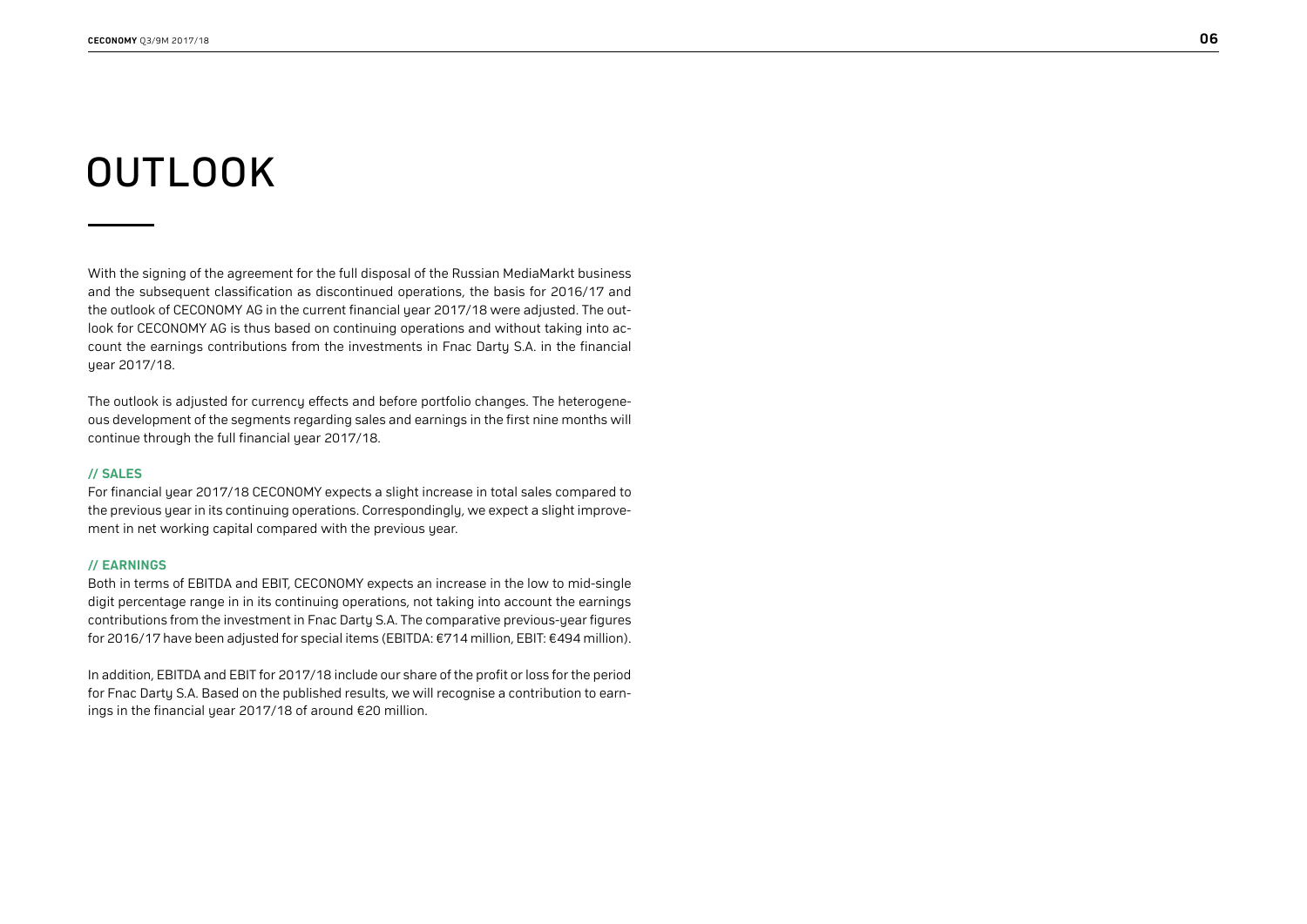# OUTLOOK

With the signing of the agreement for the full disposal of the Russian MediaMarkt business and the subsequent classification as discontinued operations, the basis for 2016/17 and the outlook of CECONOMY AG in the current financial year 2017/18 were adjusted. The outlook for CECONOMY AG is thus based on continuing operations and without taking into account the earnings contributions from the investments in Fnac Darty S.A. in the financial year 2017/18.

The outlook is adjusted for currency effects and before portfolio changes. The heterogeneous development of the segments regarding sales and earnings in the first nine months will continue through the full financial year 2017/18.

### // SALES

For financial year 2017/18 CECONOMY expects a slight increase in total sales compared to the previous year in its continuing operations. Correspondingly, we expect a slight improvement in net working capital compared with the previous year.

### // EARNINGS

Both in terms of EBITDA and EBIT, CECONOMY expects an increase in the low to mid-single digit percentage range in in its continuing operations, not taking into account the earnings contributions from the investment in Fnac Darty S.A. The comparative previous-year figures for 2016/17 have been adjusted for special items (EBITDA: €714 million, EBIT: €494 million).

In addition, EBITDA and EBIT for 2017/18 include our share of the profit or loss for the period for Fnac Darty S.A. Based on the published results, we will recognise a contribution to earnings in the financial year 2017/18 of around €20 million.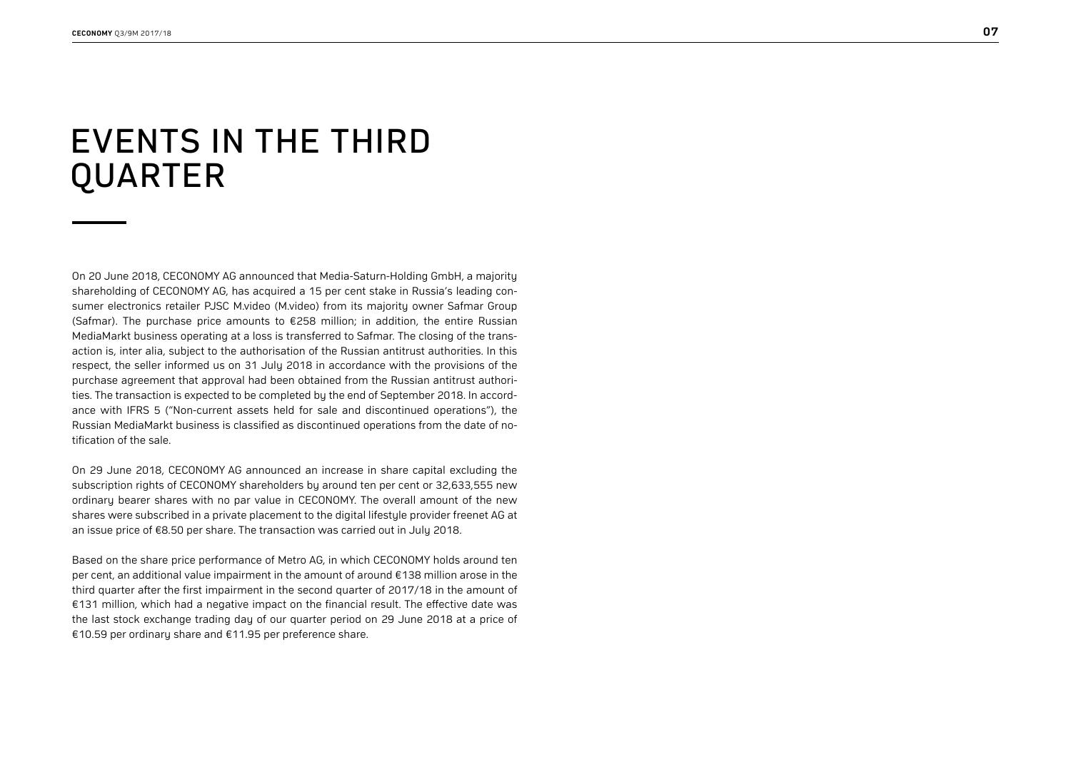# EVENTS IN THE THIRD QUARTER

On 20 June 2018, CECONOMY AG announced that Media-Saturn-Holding GmbH, a majority shareholding of CECONOMY AG, has acquired a 15 per cent stake in Russia's leading consumer electronics retailer PJSC M.video (M.video) from its majority owner Safmar Group (Safmar). The purchase price amounts to €258 million; in addition, the entire Russian MediaMarkt business operating at a loss is transferred to Safmar. The closing of the transaction is, inter alia, subject to the authorisation of the Russian antitrust authorities. In this respect, the seller informed us on 31 July 2018 in accordance with the provisions of the purchase agreement that approval had been obtained from the Russian antitrust authorities. The transaction is expected to be completed by the end of September 2018. In accordance with IFRS 5 ("Non-current assets held for sale and discontinued operations"), the Russian MediaMarkt business is classified as discontinued operations from the date of notification of the sale.

On 29 June 2018, CECONOMY AG announced an increase in share capital excluding the subscription rights of CECONOMY shareholders by around ten per cent or 32,633,555 new ordinary bearer shares with no par value in CECONOMY. The overall amount of the new shares were subscribed in a private placement to the digital lifestyle provider freenet AG at an issue price of €8.50 per share. The transaction was carried out in July 2018.

Based on the share price performance of Metro AG, in which CECONOMY holds around ten per cent, an additional value impairment in the amount of around €138 million arose in the third quarter after the first impairment in the second quarter of 2017/18 in the amount of €131 million, which had a negative impact on the financial result. The effective date was the last stock exchange trading day of our quarter period on 29 June 2018 at a price of €10.59 per ordinary share and €11.95 per preference share.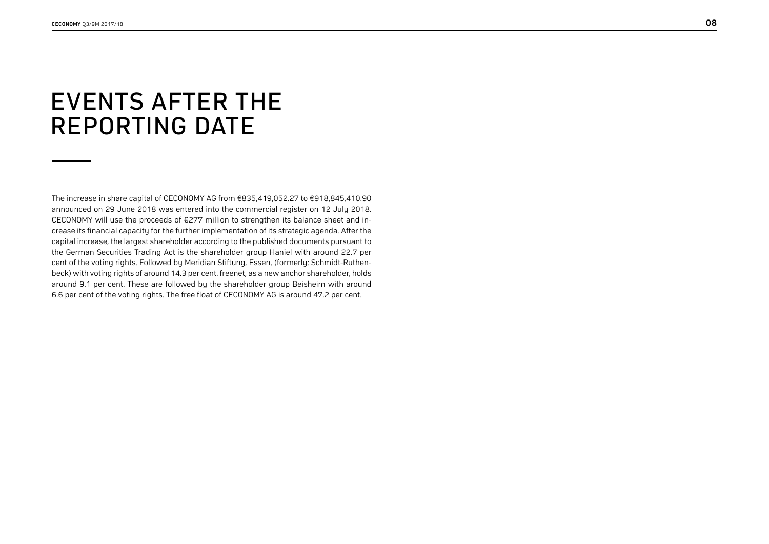# EVENTS AFTER THE REPORTING DATE

The increase in share capital of CECONOMY AG from €835,419,052.27 to €918,845,410.90 announced on 29 June 2018 was entered into the commercial register on 12 July 2018. CECONOMY will use the proceeds of €277 million to strengthen its balance sheet and increase its financial capacity for the further implementation of its strategic agenda. After the capital increase, the largest shareholder according to the published documents pursuant to the German Securities Trading Act is the shareholder group Haniel with around 22.7 per cent of the voting rights. Followed by Meridian Stiftung, Essen, (formerly: Schmidt-Ruthenbeck) with voting rights of around 14.3 per cent. freenet, as a new anchor shareholder, holds around 9.1 per cent. These are followed by the shareholder group Beisheim with around 6.6 per cent of the voting rights. The free float of CECONOMY AG is around 47.2 per cent.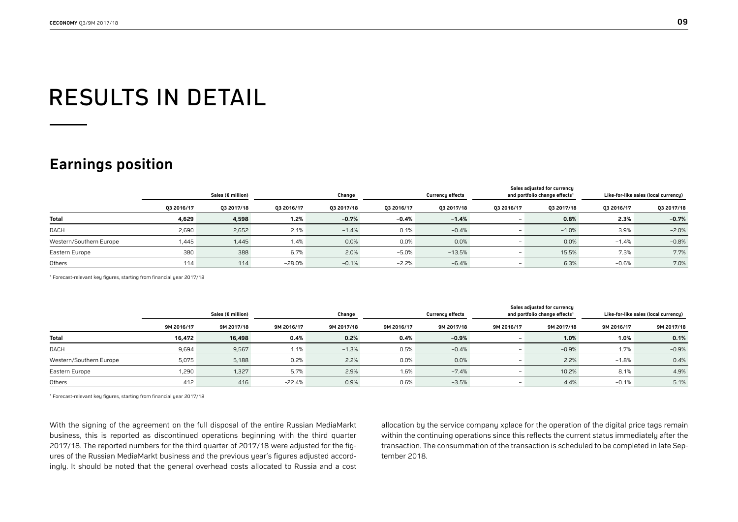# RESULTS IN DETAIL

## Earnings position

| | Sales (€ million) | | Change | | Currency effects | | Sales adjusted for currency and portfolio change effects[1] | | Like-for-like sales (local currency) | |
|---|---|---|---|---|---|---|---|---|---|---|
| | Q3 2016/17 | Q3 2017/18 | Q3 2016/17 | Q3 2017/18 | Q3 2016/17 | Q3 2017/18 | Q3 2016/17 | Q3 2017/18 | Q3 2016/17 | Q3 2017/18 |
| **Total** | **4,629** | **4,598** | **1.2%** | **−0.7%** | **−0.4%** | **−1.4%** | **–** | **0.8%** | **2.3%** | **−0.7%** |
| DACH | 2,690 | 2,652 | 2.1% | −1.4% | 0.1% | −0.4% | – | −1.0% | 3.9% | −2.0% |
| Western/Southern Europe | 1,445 | 1,445 | 1.4% | 0.0% | 0.0% | 0.0% | – | 0.0% | −1.4% | −0.8% |
| Eastern Europe | 380 | 388 | 6.7% | 2.0% | −5.0% | −13.5% | – | 15.5% | 7.3% | 7.7% |
| Others | 114 | 114 | −28.0% | −0.1% | −2.2% | −6.4% | – | 6.3% | −0.6% | 7.0% |

[1] Forecast-relevant key figures, starting from financial year 2017/18

| | Sales (€ million) | | Change | | Currency effects | | Sales adjusted for currency and portfolio change effects[1] | | Like-for-like sales (local currency) | |
|---|---|---|---|---|---|---|---|---|---|---|
| | 9M 2016/17 | 9M 2017/18 | 9M 2016/17 | 9M 2017/18 | 9M 2016/17 | 9M 2017/18 | 9M 2016/17 | 9M 2017/18 | 9M 2016/17 | 9M 2017/18 |
| **Total** | **16,472** | **16,498** | **0.4%** | **0.2%** | **0.4%** | **−0.9%** | **–** | **1.0%** | **1.0%** | **0.1%** |
| DACH | 9,694 | 9,567 | 1.1% | −1.3% | 0.5% | −0.4% | – | −0.9% | 1.7% | −0.9% |
| Western/Southern Europe | 5,075 | 5,188 | 0.2% | 2.2% | 0.0% | 0.0% | – | 2.2% | −1.8% | 0.4% |
| Eastern Europe | 1,290 | 1,327 | 5.7% | 2.9% | 1.6% | −7.4% | – | 10.2% | 8.1% | 4.9% |
| Others | 412 | 416 | -22.4% | 0.9% | 0.6% | −3.5% | – | 4.4% | −0.1% | 5.1% |

[1] Forecast-relevant key figures, starting from financial year 2017/18

With the signing of the agreement on the full disposal of the entire Russian MediaMarkt business, this is reported as discontinued operations beginning with the third quarter 2017/18. The reported numbers for the third quarter of 2017/18 were adjusted for the figures of the Russian MediaMarkt business and the previous year's figures adjusted accordingly. It should be noted that the general overhead costs allocated to Russia and a cost allocation by the service company xplace for the operation of the digital price tags remain within the continuing operations since this reflects the current status immediately after the transaction. The consummation of the transaction is scheduled to be completed in late September 2018.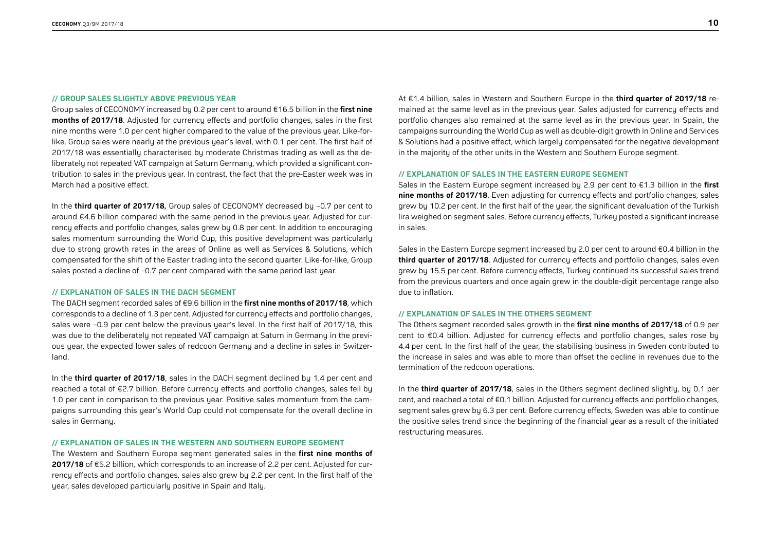## // GROUP SALES SLIGHTLY ABOVE PREVIOUS YEAR

Group sales of CECONOMY increased by 0.2 per cent to around €16.5 billion in the **first nine months of 2017/18**. Adjusted for currency effects and portfolio changes, sales in the first nine months were 1.0 per cent higher compared to the value of the previous year. Like-for-like, Group sales were nearly at the previous year's level, with 0.1 per cent. The first half of 2017/18 was essentially characterised by moderate Christmas trading as well as the deliberately not repeated VAT campaign at Saturn Germany, which provided a significant contribution to sales in the previous year. In contrast, the fact that the pre-Easter week was in March had a positive effect.

In the **third quarter of 2017/18,** Group sales of CECONOMY decreased by –0.7 per cent to around €4.6 billion compared with the same period in the previous year. Adjusted for currency effects and portfolio changes, sales grew by 0.8 per cent. In addition to encouraging sales momentum surrounding the World Cup, this positive development was particularly due to strong growth rates in the areas of Online as well as Services & Solutions, which compensated for the shift of the Easter trading into the second quarter. Like-for-like, Group sales posted a decline of –0.7 per cent compared with the same period last year.

## // EXPLANATION OF SALES IN THE DACH SEGMENT

The DACH segment recorded sales of €9.6 billion in the **first nine months of 2017/18**, which corresponds to a decline of 1.3 per cent. Adjusted for currency effects and portfolio changes, sales were –0.9 per cent below the previous year's level. In the first half of 2017/18, this was due to the deliberately not repeated VAT campaign at Saturn in Germany in the previous year, the expected lower sales of redcoon Germany and a decline in sales in Switzerland.

In the **third quarter of 2017/18**, sales in the DACH segment declined by 1.4 per cent and reached a total of €2.7 billion. Before currency effects and portfolio changes, sales fell by 1.0 per cent in comparison to the previous year. Positive sales momentum from the campaigns surrounding this year's World Cup could not compensate for the overall decline in sales in Germany.

## // EXPLANATION OF SALES IN THE WESTERN AND SOUTHERN EUROPE SEGMENT

The Western and Southern Europe segment generated sales in the **first nine months of 2017/18** of €5.2 billion, which corresponds to an increase of 2.2 per cent. Adjusted for currency effects and portfolio changes, sales also grew by 2.2 per cent. In the first half of the year, sales developed particularly positive in Spain and Italy.

At €1.4 billion, sales in Western and Southern Europe in the **third quarter of 2017/18** remained at the same level as in the previous year. Sales adjusted for currency effects and portfolio changes also remained at the same level as in the previous year. In Spain, the campaigns surrounding the World Cup as well as double-digit growth in Online and Services & Solutions had a positive effect, which largely compensated for the negative development in the majority of the other units in the Western and Southern Europe segment.

## // EXPLANATION OF SALES IN THE EASTERN EUROPE SEGMENT

Sales in the Eastern Europe segment increased by 2.9 per cent to €1.3 billion in the **first nine months of 2017/18**. Even adjusting for currency effects and portfolio changes, sales grew by 10.2 per cent. In the first half of the year, the significant devaluation of the Turkish lira weighed on segment sales. Before currency effects, Turkey posted a significant increase in sales.

Sales in the Eastern Europe segment increased by 2.0 per cent to around €0.4 billion in the **third quarter of 2017/18**. Adjusted for currency effects and portfolio changes, sales even grew by 15.5 per cent. Before currency effects, Turkey continued its successful sales trend from the previous quarters and once again grew in the double-digit percentage range also due to inflation.

## // EXPLANATION OF SALES IN THE OTHERS SEGMENT

The Others segment recorded sales growth in the **first nine months of 2017/18** of 0.9 per cent to €0.4 billion. Adjusted for currency effects and portfolio changes, sales rose by 4.4 per cent. In the first half of the year, the stabilising business in Sweden contributed to the increase in sales and was able to more than offset the decline in revenues due to the termination of the redcoon operations.

In the **third quarter of 2017/18**, sales in the Others segment declined slightly, by 0.1 per cent, and reached a total of €0.1 billion. Adjusted for currency effects and portfolio changes, segment sales grew by 6.3 per cent. Before currency effects, Sweden was able to continue the positive sales trend since the beginning of the financial year as a result of the initiated restructuring measures.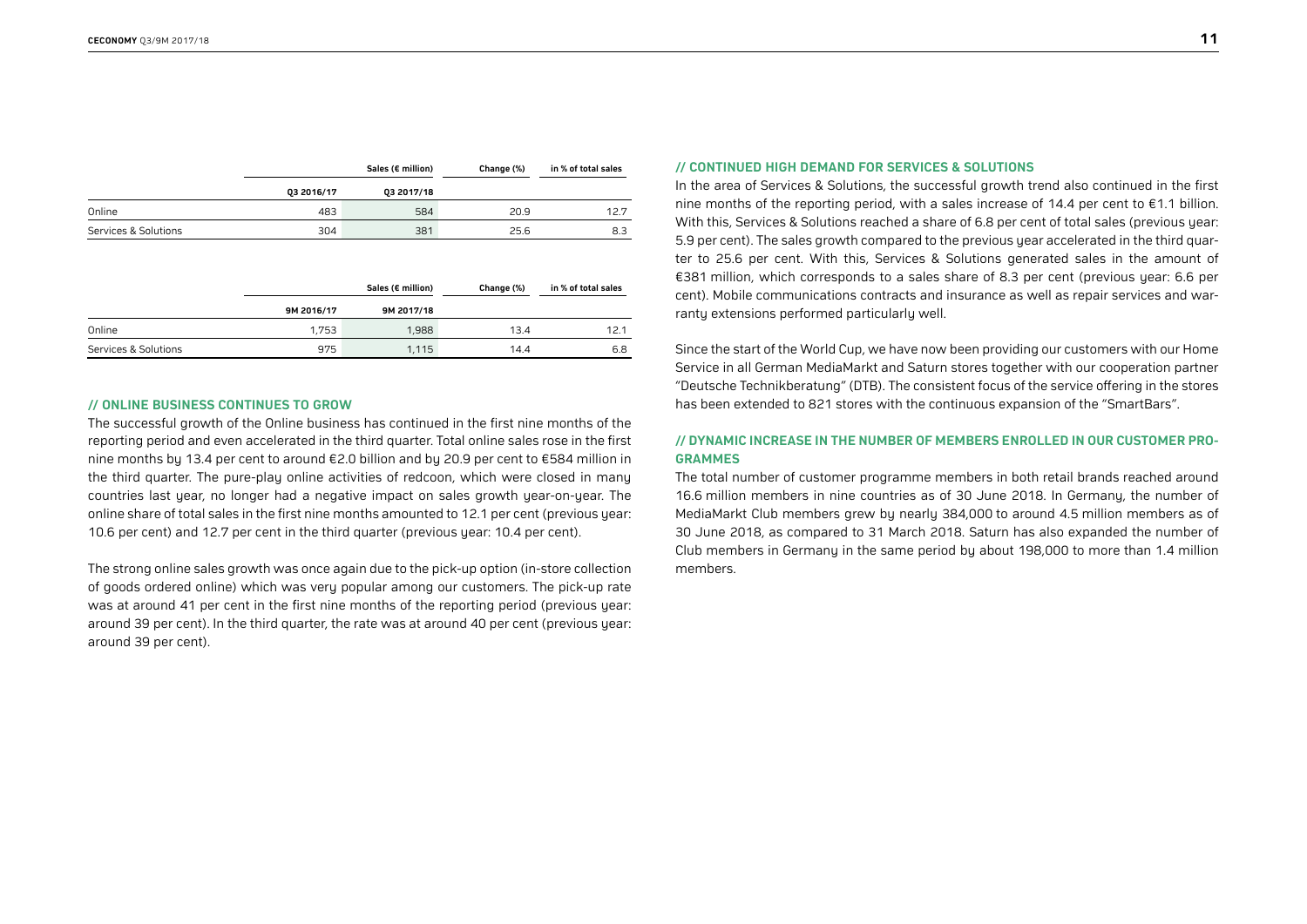| | Sales (€ million) | | Change (%) | in % of total sales |
|---|---|---|---|---|
| | Q3 2016/17 | Q3 2017/18 | | |
| Online | 483 | 584 | 20.9 | 12.7 |
| Services & Solutions | 304 | 381 | 25.6 | 8.3 |

| | Sales (€ million) | | Change (%) | in % of total sales |
|---|---|---|---|---|
| | 9M 2016/17 | 9M 2017/18 | | |
| Online | 1,753 | 1,988 | 13.4 | 12.1 |
| Services & Solutions | 975 | 1,115 | 14.4 | 6.8 |

## // ONLINE BUSINESS CONTINUES TO GROW

The successful growth of the Online business has continued in the first nine months of the reporting period and even accelerated in the third quarter. Total online sales rose in the first nine months by 13.4 per cent to around €2.0 billion and by 20.9 per cent to €584 million in the third quarter. The pure-play online activities of redcoon, which were closed in many countries last year, no longer had a negative impact on sales growth year-on-year. The online share of total sales in the first nine months amounted to 12.1 per cent (previous year: 10.6 per cent) and 12.7 per cent in the third quarter (previous year: 10.4 per cent).

The strong online sales growth was once again due to the pick-up option (in-store collection of goods ordered online) which was very popular among our customers. The pick-up rate was at around 41 per cent in the first nine months of the reporting period (previous year: around 39 per cent). In the third quarter, the rate was at around 40 per cent (previous year: around 39 per cent).

## // CONTINUED HIGH DEMAND FOR SERVICES & SOLUTIONS

In the area of Services & Solutions, the successful growth trend also continued in the first nine months of the reporting period, with a sales increase of 14.4 per cent to €1.1 billion. With this, Services & Solutions reached a share of 6.8 per cent of total sales (previous year: 5.9 per cent). The sales growth compared to the previous year accelerated in the third quarter to 25.6 per cent. With this, Services & Solutions generated sales in the amount of €381 million, which corresponds to a sales share of 8.3 per cent (previous year: 6.6 per cent). Mobile communications contracts and insurance as well as repair services and warranty extensions performed particularly well.

Since the start of the World Cup, we have now been providing our customers with our Home Service in all German MediaMarkt and Saturn stores together with our cooperation partner "Deutsche Technikberatung" (DTB). The consistent focus of the service offering in the stores has been extended to 821 stores with the continuous expansion of the "SmartBars".

## // DYNAMIC INCREASE IN THE NUMBER OF MEMBERS ENROLLED IN OUR CUSTOMER PROGRAMMES

The total number of customer programme members in both retail brands reached around 16.6 million members in nine countries as of 30 June 2018. In Germany, the number of MediaMarkt Club members grew by nearly 384,000 to around 4.5 million members as of 30 June 2018, as compared to 31 March 2018. Saturn has also expanded the number of Club members in Germany in the same period by about 198,000 to more than 1.4 million members.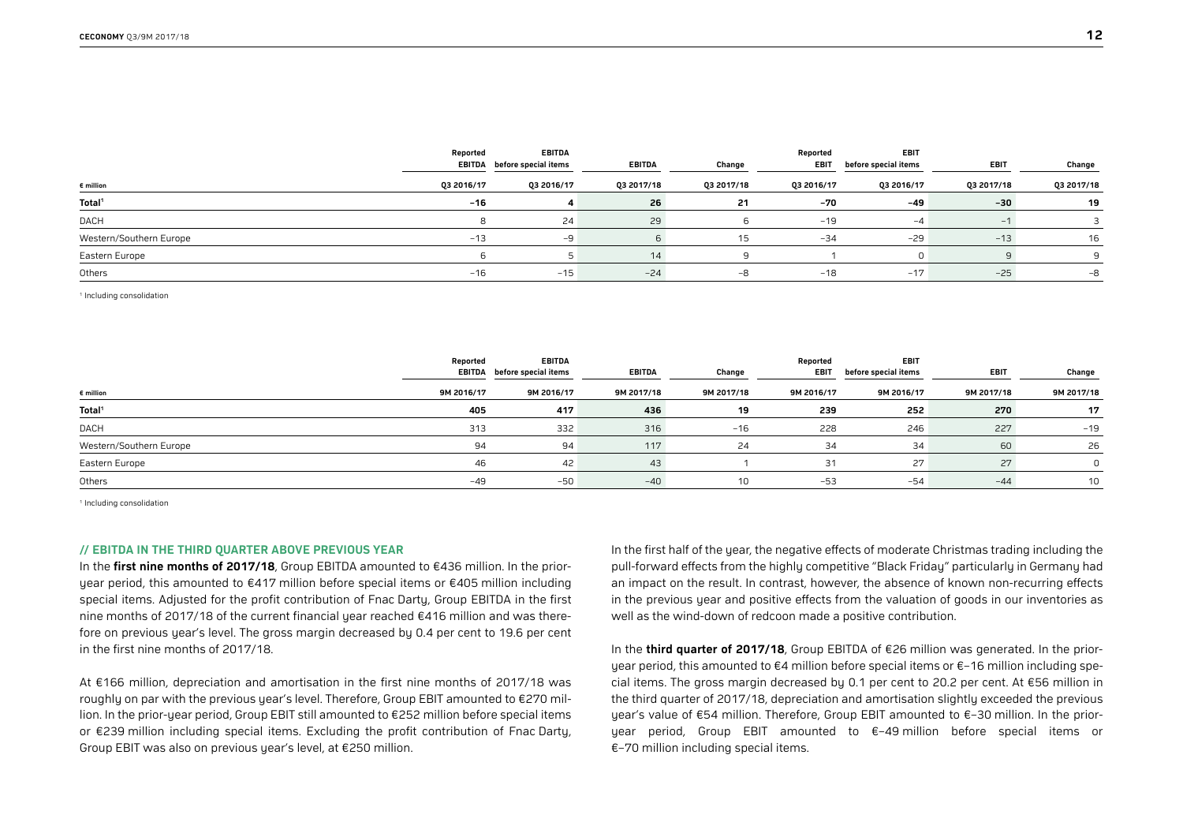| € million | Reported EBITDA | EBITDA before special items | EBITDA | Change | Reported EBIT | EBIT before special items | EBIT | Change |
|---|---|---|---|---|---|---|---|---|
| | Q3 2016/17 | Q3 2016/17 | Q3 2017/18 | Q3 2017/18 | Q3 2016/17 | Q3 2016/17 | Q3 2017/18 | Q3 2017/18 |
| **Total[1]** | **−16** | **4** | **26** | **21** | **−70** | **−49** | **−30** | **19** |
| DACH | 8 | 24 | 29 | 6 | −19 | −4 | −1 | 3 |
| Western/Southern Europe | −13 | −9 | 6 | 15 | −34 | −29 | −13 | 16 |
| Eastern Europe | 6 | 5 | 14 | 9 | 1 | 0 | 9 | 9 |
| Others | −16 | −15 | −24 | −8 | −18 | −17 | −25 | −8 |

[1] Including consolidation

| € million | Reported EBITDA | EBITDA before special items | EBITDA | Change | Reported EBIT | EBIT before special items | EBIT | Change |
|---|---|---|---|---|---|---|---|---|
| | 9M 2016/17 | 9M 2016/17 | 9M 2017/18 | 9M 2017/18 | 9M 2016/17 | 9M 2016/17 | 9M 2017/18 | 9M 2017/18 |
| **Total[1]** | **405** | **417** | **436** | **19** | **239** | **252** | **270** | **17** |
| DACH | 313 | 332 | 316 | −16 | 228 | 246 | 227 | −19 |
| Western/Southern Europe | 94 | 94 | 117 | 24 | 34 | 34 | 60 | 26 |
| Eastern Europe | 46 | 42 | 43 | 1 | 31 | 27 | 27 | 0 |
| Others | −49 | −50 | −40 | 10 | −53 | −54 | −44 | 10 |

[1] Including consolidation

## // EBITDA IN THE THIRD QUARTER ABOVE PREVIOUS YEAR

In the **first nine months of 2017/18**, Group EBITDA amounted to €436 million. In the prior-year period, this amounted to €417 million before special items or €405 million including special items. Adjusted for the profit contribution of Fnac Darty, Group EBITDA in the first nine months of 2017/18 of the current financial year reached €416 million and was therefore on previous year's level. The gross margin decreased by 0.4 per cent to 19.6 per cent in the first nine months of 2017/18.

At €166 million, depreciation and amortisation in the first nine months of 2017/18 was roughly on par with the previous year's level. Therefore, Group EBIT amounted to €270 million. In the prior-year period, Group EBIT still amounted to €252 million before special items or €239 million including special items. Excluding the profit contribution of Fnac Darty, Group EBIT was also on previous year's level, at €250 million.

In the first half of the year, the negative effects of moderate Christmas trading including the pull-forward effects from the highly competitive "Black Friday" particularly in Germany had an impact on the result. In contrast, however, the absence of known non-recurring effects in the previous year and positive effects from the valuation of goods in our inventories as well as the wind-down of redcoon made a positive contribution.

In the **third quarter of 2017/18**, Group EBITDA of €26 million was generated. In the prior-year period, this amounted to €4 million before special items or €−16 million including special items. The gross margin decreased by 0.1 per cent to 20.2 per cent. At €56 million in the third quarter of 2017/18, depreciation and amortisation slightly exceeded the previous year's value of €54 million. Therefore, Group EBIT amounted to €−30 million. In the prior-year period, Group EBIT amounted to €−49 million before special items or €−70 million including special items.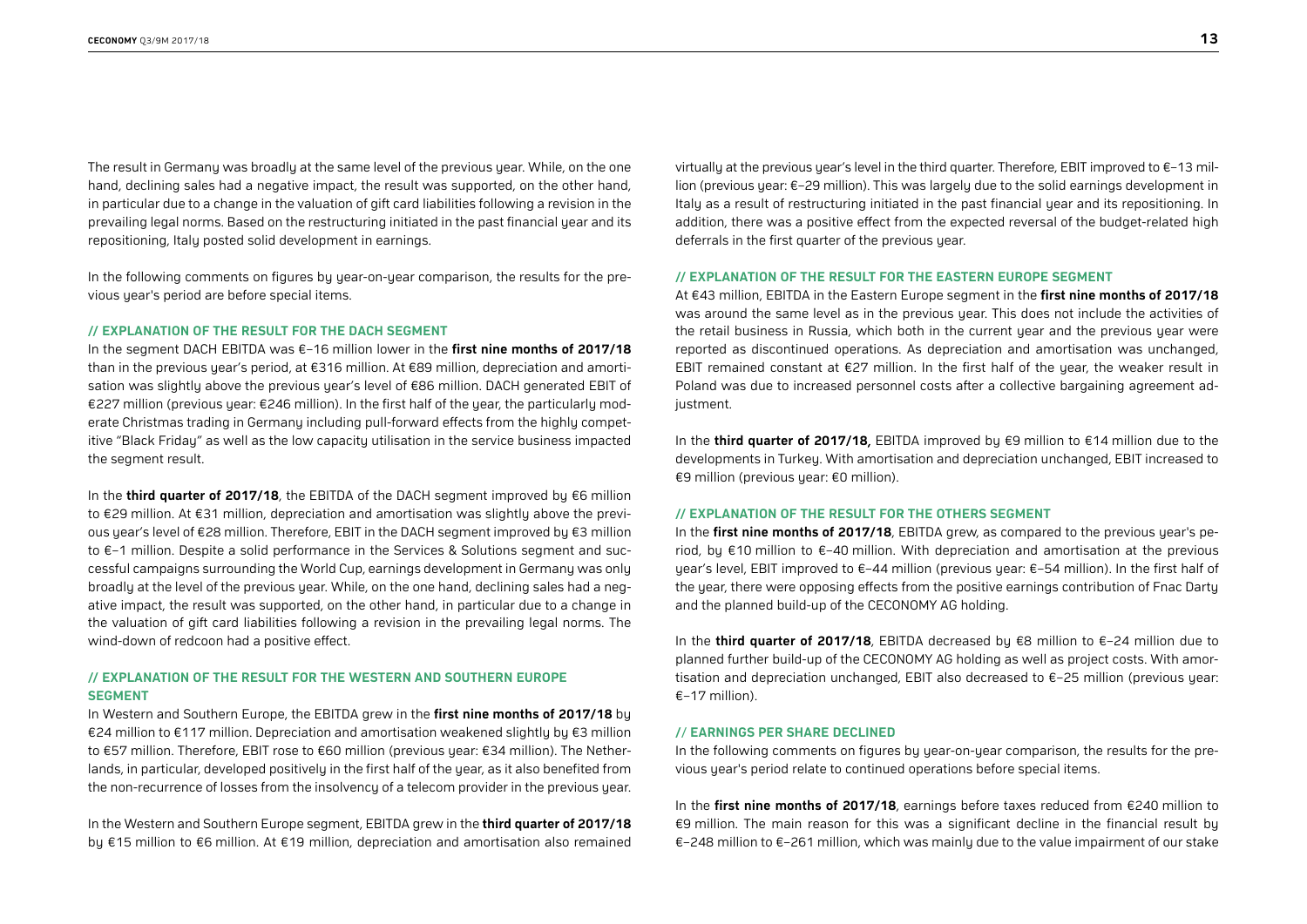The result in Germany was broadly at the same level of the previous year. While, on the one hand, declining sales had a negative impact, the result was supported, on the other hand, in particular due to a change in the valuation of gift card liabilities following a revision in the prevailing legal norms. Based on the restructuring initiated in the past financial year and its repositioning, Italy posted solid development in earnings.

In the following comments on figures by year-on-year comparison, the results for the previous year's period are before special items.

## // EXPLANATION OF THE RESULT FOR THE DACH SEGMENT

In the segment DACH EBITDA was €−16 million lower in the **first nine months of 2017/18** than in the previous year's period, at €316 million. At €89 million, depreciation and amortisation was slightly above the previous year's level of €86 million. DACH generated EBIT of €227 million (previous year: €246 million). In the first half of the year, the particularly moderate Christmas trading in Germany including pull-forward effects from the highly competitive "Black Friday" as well as the low capacity utilisation in the service business impacted the segment result.

In the **third quarter of 2017/18**, the EBITDA of the DACH segment improved by €6 million to €29 million. At €31 million, depreciation and amortisation was slightly above the previous year's level of €28 million. Therefore, EBIT in the DACH segment improved by €3 million to €−1 million. Despite a solid performance in the Services & Solutions segment and successful campaigns surrounding the World Cup, earnings development in Germany was only broadly at the level of the previous year. While, on the one hand, declining sales had a negative impact, the result was supported, on the other hand, in particular due to a change in the valuation of gift card liabilities following a revision in the prevailing legal norms. The wind-down of redcoon had a positive effect.

## // EXPLANATION OF THE RESULT FOR THE WESTERN AND SOUTHERN EUROPE SEGMENT

In Western and Southern Europe, the EBITDA grew in the **first nine months of 2017/18** by €24 million to €117 million. Depreciation and amortisation weakened slightly by €3 million to €57 million. Therefore, EBIT rose to €60 million (previous year: €34 million). The Netherlands, in particular, developed positively in the first half of the year, as it also benefited from the non-recurrence of losses from the insolvency of a telecom provider in the previous year.

In the Western and Southern Europe segment, EBITDA grew in the **third quarter of 2017/18** by €15 million to €6 million. At €19 million, depreciation and amortisation also remained virtually at the previous year's level in the third quarter. Therefore, EBIT improved to €−13 million (previous year: €−29 million). This was largely due to the solid earnings development in Italy as a result of restructuring initiated in the past financial year and its repositioning. In addition, there was a positive effect from the expected reversal of the budget-related high deferrals in the first quarter of the previous year.

## // EXPLANATION OF THE RESULT FOR THE EASTERN EUROPE SEGMENT

At €43 million, EBITDA in the Eastern Europe segment in the **first nine months of 2017/18** was around the same level as in the previous year. This does not include the activities of the retail business in Russia, which both in the current year and the previous year were reported as discontinued operations. As depreciation and amortisation was unchanged, EBIT remained constant at €27 million. In the first half of the year, the weaker result in Poland was due to increased personnel costs after a collective bargaining agreement adjustment.

In the **third quarter of 2017/18,** EBITDA improved by €9 million to €14 million due to the developments in Turkey. With amortisation and depreciation unchanged, EBIT increased to €9 million (previous year: €0 million).

## // EXPLANATION OF THE RESULT FOR THE OTHERS SEGMENT

In the **first nine months of 2017/18**, EBITDA grew, as compared to the previous year's period, by €10 million to €−40 million. With depreciation and amortisation at the previous year's level, EBIT improved to €−44 million (previous year: €−54 million). In the first half of the year, there were opposing effects from the positive earnings contribution of Fnac Darty and the planned build-up of the CECONOMY AG holding.

In the **third quarter of 2017/18**, EBITDA decreased by €8 million to €−24 million due to planned further build-up of the CECONOMY AG holding as well as project costs. With amortisation and depreciation unchanged, EBIT also decreased to €−25 million (previous year: €−17 million).

## // EARNINGS PER SHARE DECLINED

In the following comments on figures by year-on-year comparison, the results for the previous year's period relate to continued operations before special items.

In the **first nine months of 2017/18**, earnings before taxes reduced from €240 million to €9 million. The main reason for this was a significant decline in the financial result by €−248 million to €−261 million, which was mainly due to the value impairment of our stake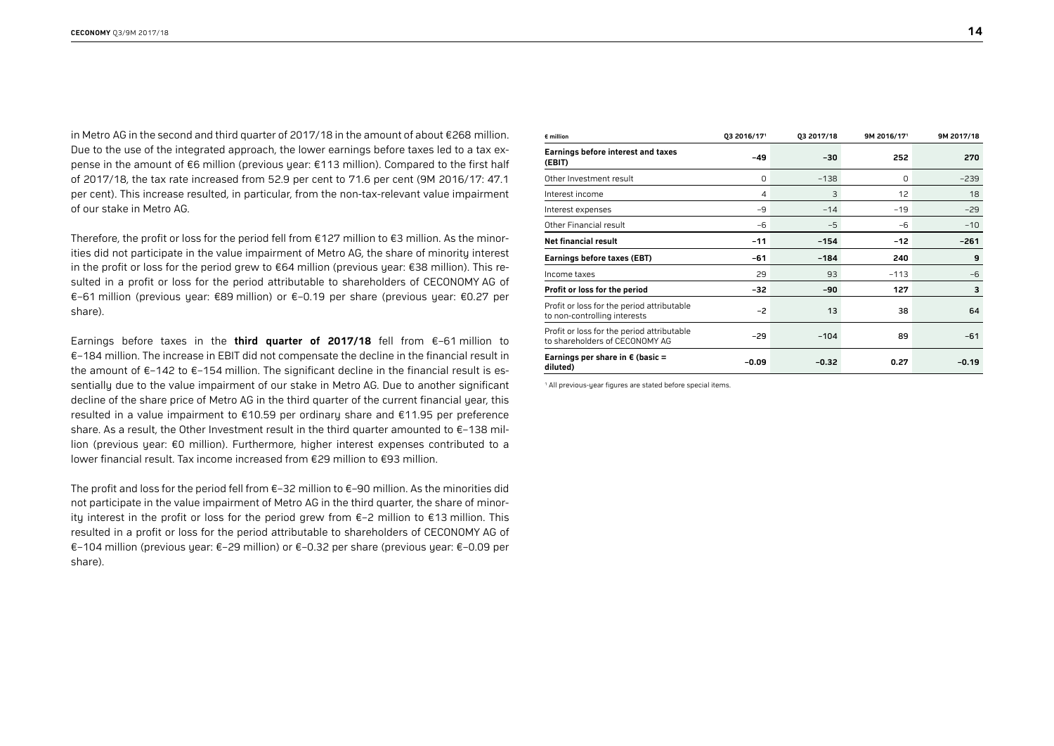in Metro AG in the second and third quarter of 2017/18 in the amount of about €268 million. Due to the use of the integrated approach, the lower earnings before taxes led to a tax expense in the amount of €6 million (previous year: €113 million). Compared to the first half of 2017/18, the tax rate increased from 52.9 per cent to 71.6 per cent (9M 2016/17: 47.1 per cent). This increase resulted, in particular, from the non-tax-relevant value impairment of our stake in Metro AG.

Therefore, the profit or loss for the period fell from €127 million to €3 million. As the minorities did not participate in the value impairment of Metro AG, the share of minority interest in the profit or loss for the period grew to €64 million (previous year: €38 million). This resulted in a profit or loss for the period attributable to shareholders of CECONOMY AG of €−61 million (previous year: €89 million) or €−0.19 per share (previous year: €0.27 per share).

Earnings before taxes in the **third quarter of 2017/18** fell from €−61 million to €−184 million. The increase in EBIT did not compensate the decline in the financial result in the amount of €−142 to €−154 million. The significant decline in the financial result is essentially due to the value impairment of our stake in Metro AG. Due to another significant decline of the share price of Metro AG in the third quarter of the current financial year, this resulted in a value impairment to €10.59 per ordinary share and €11.95 per preference share. As a result, the Other Investment result in the third quarter amounted to €−138 million (previous year: €0 million). Furthermore, higher interest expenses contributed to a lower financial result. Tax income increased from €29 million to €93 million.

The profit and loss for the period fell from €−32 million to €−90 million. As the minorities did not participate in the value impairment of Metro AG in the third quarter, the share of minority interest in the profit or loss for the period grew from €−2 million to €13 million. This resulted in a profit or loss for the period attributable to shareholders of CECONOMY AG of €−104 million (previous year: €−29 million) or €−0.32 per share (previous year: €−0.09 per share).

| € million | Q3 2016/17[1] | Q3 2017/18 | 9M 2016/17[1] | 9M 2017/18 |
|---|---|---|---|---|
| **Earnings before interest and taxes (EBIT)** | **−49** | **−30** | **252** | **270** |
| Other Investment result | 0 | −138 | 0 | −239 |
| Interest income | 4 | 3 | 12 | 18 |
| Interest expenses | −9 | −14 | −19 | −29 |
| Other Financial result | −6 | −5 | −6 | −10 |
| **Net financial result** | **−11** | **−154** | **−12** | **−261** |
| **Earnings before taxes (EBT)** | **−61** | **−184** | **240** | **9** |
| Income taxes | 29 | 93 | −113 | −6 |
| **Profit or loss for the period** | **−32** | **−90** | **127** | **3** |
| Profit or loss for the period attributable to non-controlling interests | −2 | 13 | 38 | 64 |
| Profit or loss for the period attributable to shareholders of CECONOMY AG | −29 | −104 | 89 | −61 |
| **Earnings per share in € (basic = diluted)** | **−0.09** | **−0.32** | **0.27** | **−0.19** |

[1] All previous-year figures are stated before special items.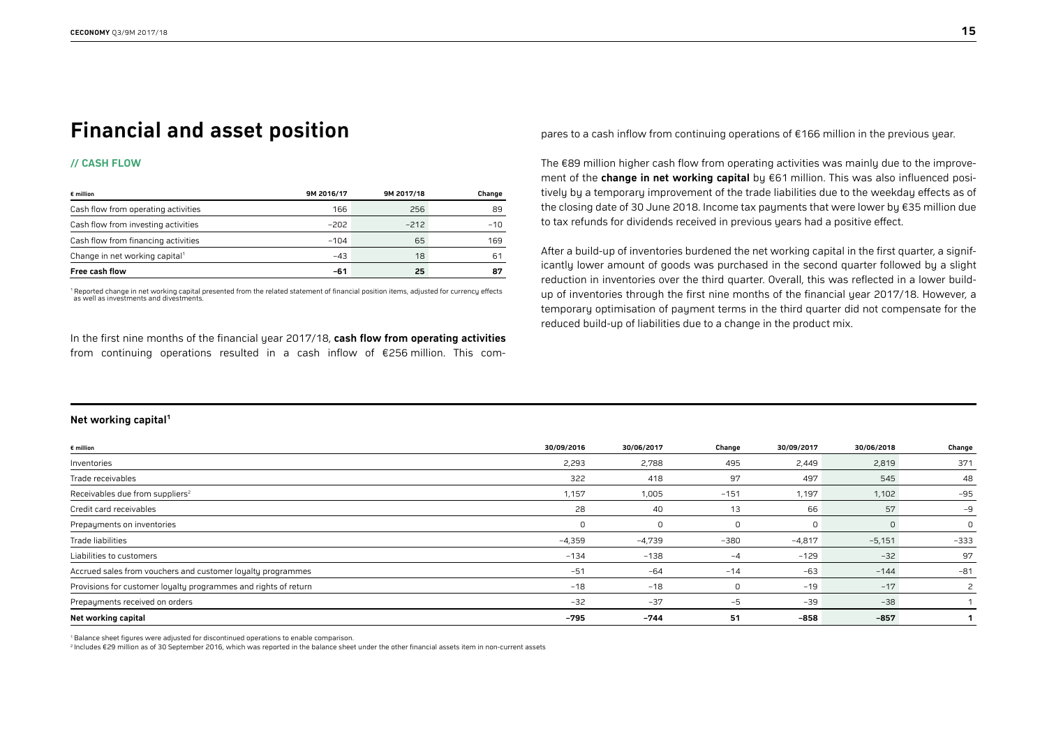# Financial and asset position

## // CASH FLOW

| € million | 9M 2016/17 | 9M 2017/18 | Change |
|---|---|---|---|
| Cash flow from operating activities | 166 | 256 | 89 |
| Cash flow from investing activities | −202 | −212 | −10 |
| Cash flow from financing activities | −104 | 65 | 169 |
| Change in net working capital[1] | −43 | 18 | 61 |
| **Free cash flow** | **−61** | **25** | **87** |

[1] Reported change in net working capital presented from the related statement of financial position items, adjusted for currency effects as well as investments and divestments.

In the first nine months of the financial year 2017/18, **cash flow from operating activities** from continuing operations resulted in a cash inflow of €256 million. This compares to a cash inflow from continuing operations of €166 million in the previous year.

The €89 million higher cash flow from operating activities was mainly due to the improvement of the **change in net working capital** by €61 million. This was also influenced positively by a temporary improvement of the trade liabilities due to the weekday effects as of the closing date of 30 June 2018. Income tax payments that were lower by €35 million due to tax refunds for dividends received in previous years had a positive effect.

After a build-up of inventories burdened the net working capital in the first quarter, a significantly lower amount of goods was purchased in the second quarter followed by a slight reduction in inventories over the third quarter. Overall, this was reflected in a lower build-up of inventories through the first nine months of the financial year 2017/18. However, a temporary optimisation of payment terms in the third quarter did not compensate for the reduced build-up of liabilities due to a change in the product mix.

**Net working capital[1]**

| € million | 30/09/2016 | 30/06/2017 | Change | 30/09/2017 | 30/06/2018 | Change |
|---|---|---|---|---|---|---|
| Inventories | 2,293 | 2,788 | 495 | 2,449 | 2,819 | 371 |
| Trade receivables | 322 | 418 | 97 | 497 | 545 | 48 |
| Receivables due from suppliers[2] | 1,157 | 1,005 | −151 | 1,197 | 1,102 | −95 |
| Credit card receivables | 28 | 40 | 13 | 66 | 57 | −9 |
| Prepayments on inventories | 0 | 0 | 0 | 0 | 0 | 0 |
| Trade liabilities | −4,359 | −4,739 | −380 | −4,817 | −5,151 | −333 |
| Liabilities to customers | −134 | −138 | −4 | −129 | −32 | 97 |
| Accrued sales from vouchers and customer loyalty programmes | −51 | −64 | −14 | −63 | −144 | −81 |
| Provisions for customer loyalty programmes and rights of return | −18 | −18 | 0 | −19 | −17 | 2 |
| Prepayments received on orders | −32 | −37 | −5 | −39 | −38 | 1 |
| **Net working capital** | **−795** | **−744** | **51** | **−858** | **−857** | **1** |

[1] Balance sheet figures were adjusted for discontinued operations to enable comparison.

[2] Includes €29 million as of 30 September 2016, which was reported in the balance sheet under the other financial assets item in non-current assets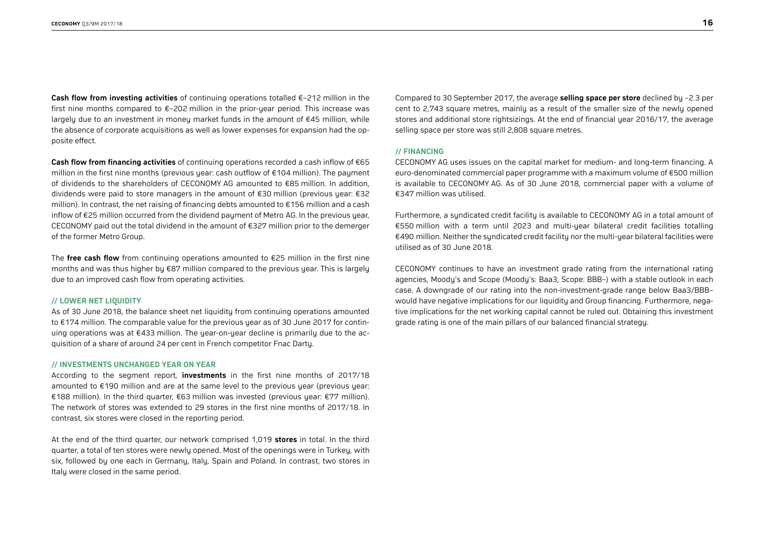**Cash flow from investing activities** of continuing operations totalled €−212 million in the first nine months compared to €−202 million in the prior-year period. This increase was largely due to an investment in money market funds in the amount of €45 million, while the absence of corporate acquisitions as well as lower expenses for expansion had the opposite effect.

**Cash flow from financing activities** of continuing operations recorded a cash inflow of €65 million in the first nine months (previous year: cash outflow of €104 million). The payment of dividends to the shareholders of CECONOMY AG amounted to €85 million. In addition, dividends were paid to store managers in the amount of €30 million (previous year: €32 million). In contrast, the net raising of financing debts amounted to €156 million and a cash inflow of €25 million occurred from the dividend payment of Metro AG. In the previous year, CECONOMY paid out the total dividend in the amount of €327 million prior to the demerger of the former Metro Group.

The **free cash flow** from continuing operations amounted to €25 million in the first nine months and was thus higher by €87 million compared to the previous year. This is largely due to an improved cash flow from operating activities.

## // LOWER NET LIQUIDITY

As of 30 June 2018, the balance sheet net liquidity from continuing operations amounted to €174 million. The comparable value for the previous year as of 30 June 2017 for continuing operations was at €433 million. The year-on-year decline is primarily due to the acquisition of a share of around 24 per cent in French competitor Fnac Darty.

## // INVESTMENTS UNCHANGED YEAR ON YEAR

According to the segment report, **investments** in the first nine months of 2017/18 amounted to €190 million and are at the same level to the previous year (previous year: €188 million). In the third quarter, €63 million was invested (previous year: €77 million). The network of stores was extended to 29 stores in the first nine months of 2017/18. In contrast, six stores were closed in the reporting period.

At the end of the third quarter, our network comprised 1,019 **stores** in total. In the third quarter, a total of ten stores were newly opened. Most of the openings were in Turkey, with six, followed by one each in Germany, Italy, Spain and Poland. In contrast, two stores in Italy were closed in the same period.

Compared to 30 September 2017, the average **selling space per store** declined by −2.3 per cent to 2,743 square metres, mainly as a result of the smaller size of the newly opened stores and additional store rightsizings. At the end of financial year 2016/17, the average selling space per store was still 2,808 square metres.

## // FINANCING

CECONOMY AG uses issues on the capital market for medium- and long-term financing. A euro-denominated commercial paper programme with a maximum volume of €500 million is available to CECONOMY AG. As of 30 June 2018, commercial paper with a volume of €347 million was utilised.

Furthermore, a syndicated credit facility is available to CECONOMY AG in a total amount of €550 million with a term until 2023 and multi-year bilateral credit facilities totalling €490 million. Neither the syndicated credit facility nor the multi-year bilateral facilities were utilised as of 30 June 2018.

CECONOMY continues to have an investment grade rating from the international rating agencies, Moody's and Scope (Moody's: Baa3, Scope: BBB−) with a stable outlook in each case. A downgrade of our rating into the non-investment-grade range below Baa3/BBB− would have negative implications for our liquidity and Group financing. Furthermore, negative implications for the net working capital cannot be ruled out. Obtaining this investment grade rating is one of the main pillars of our balanced financial strategy.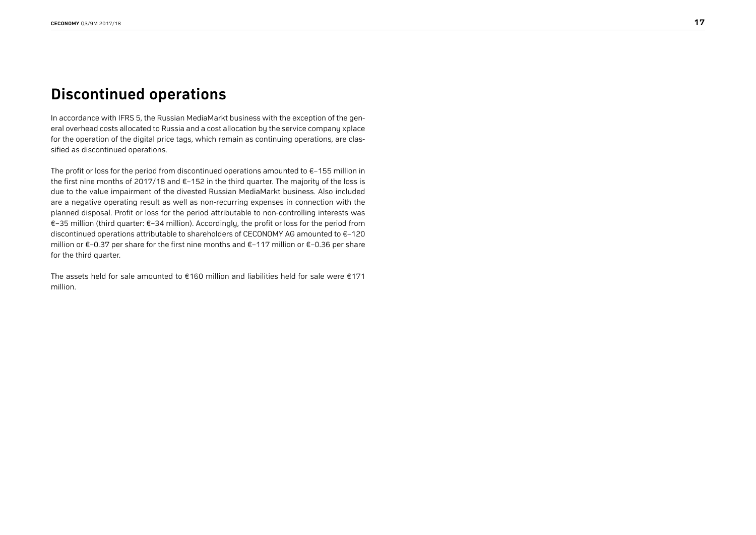# Discontinued operations

In accordance with IFRS 5, the Russian MediaMarkt business with the exception of the general overhead costs allocated to Russia and a cost allocation by the service company xplace for the operation of the digital price tags, which remain as continuing operations, are classified as discontinued operations.

The profit or loss for the period from discontinued operations amounted to €−155 million in the first nine months of 2017/18 and €−152 in the third quarter. The majority of the loss is due to the value impairment of the divested Russian MediaMarkt business. Also included are a negative operating result as well as non-recurring expenses in connection with the planned disposal. Profit or loss for the period attributable to non-controlling interests was €−35 million (third quarter: €−34 million). Accordingly, the profit or loss for the period from discontinued operations attributable to shareholders of CECONOMY AG amounted to €−120 million or €−0.37 per share for the first nine months and €−117 million or €−0.36 per share for the third quarter.

The assets held for sale amounted to €160 million and liabilities held for sale were €171 million.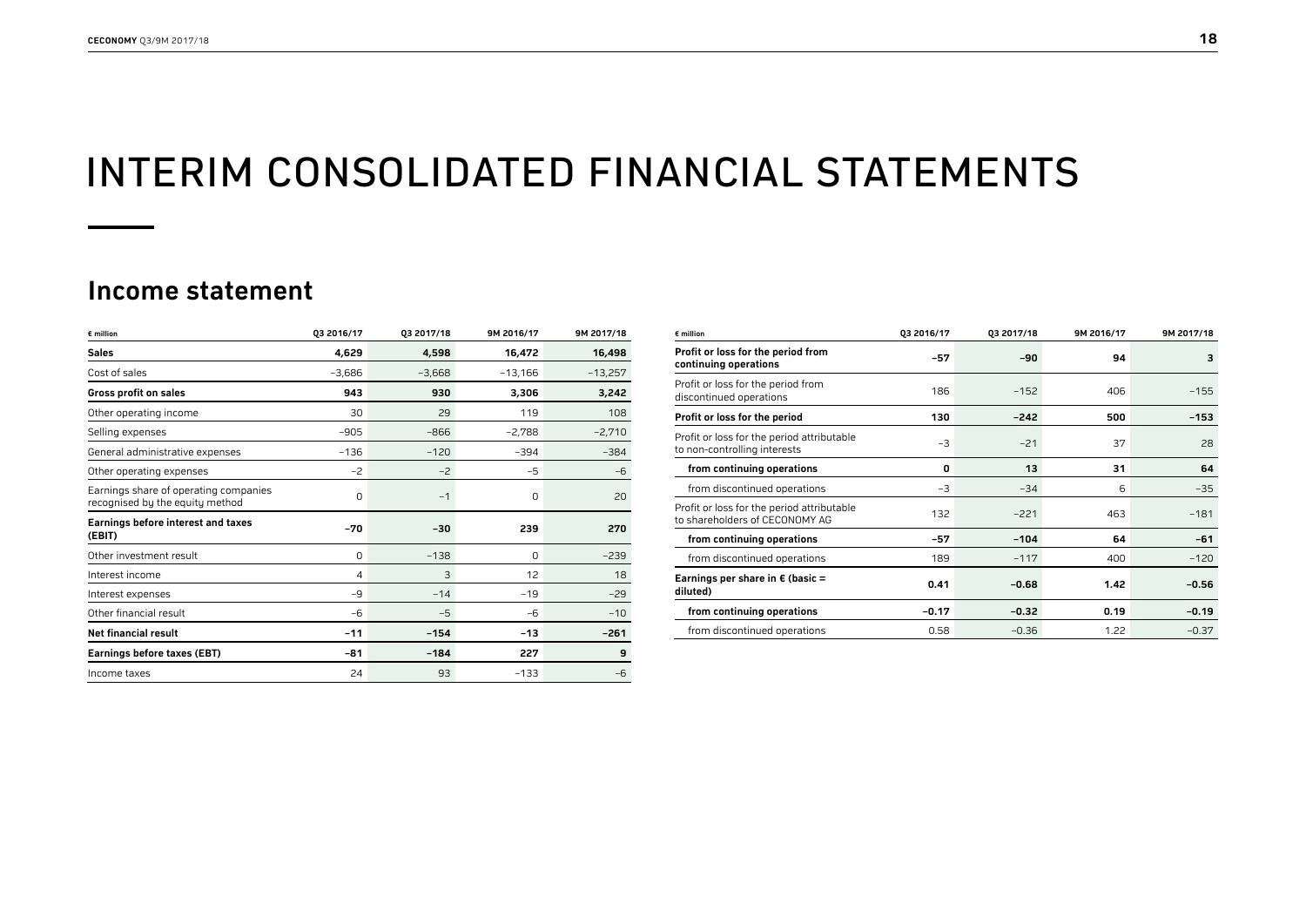# INTERIM CONSOLIDATED FINANCIAL STATEMENTS

## Income statement

| € million | Q3 2016/17 | Q3 2017/18 | 9M 2016/17 | 9M 2017/18 |
|---|---|---|---|---|
| **Sales** | **4,629** | **4,598** | **16,472** | **16,498** |
| Cost of sales | −3,686 | −3,668 | −13,166 | −13,257 |
| **Gross profit on sales** | **943** | **930** | **3,306** | **3,242** |
| Other operating income | 30 | 29 | 119 | 108 |
| Selling expenses | −905 | −866 | −2,788 | −2,710 |
| General administrative expenses | −136 | −120 | −394 | −384 |
| Other operating expenses | −2 | −2 | −5 | −6 |
| Earnings share of operating companies recognised by the equity method | 0 | −1 | 0 | 20 |
| **Earnings before interest and taxes (EBIT)** | **−70** | **−30** | **239** | **270** |
| Other investment result | 0 | −138 | 0 | −239 |
| Interest income | 4 | 3 | 12 | 18 |
| Interest expenses | −9 | −14 | −19 | −29 |
| Other financial result | −6 | −5 | −6 | −10 |
| **Net financial result** | **−11** | **−154** | **−13** | **−261** |
| **Earnings before taxes (EBT)** | **−81** | **−184** | **227** | **9** |
| Income taxes | 24 | 93 | −133 | −6 |

| € million | Q3 2016/17 | Q3 2017/18 | 9M 2016/17 | 9M 2017/18 |
|---|---|---|---|---|
| **Profit or loss for the period from continuing operations** | **−57** | **−90** | **94** | **3** |
| Profit or loss for the period from discontinued operations | 186 | −152 | 406 | −155 |
| **Profit or loss for the period** | **130** | **−242** | **500** | **−153** |
| Profit or loss for the period attributable to non-controlling interests | −3 | −21 | 37 | 28 |
| **from continuing operations** | **0** | **13** | **31** | **64** |
| from discontinued operations | −3 | −34 | 6 | −35 |
| Profit or loss for the period attributable to shareholders of CECONOMY AG | 132 | −221 | 463 | −181 |
| **from continuing operations** | **−57** | **−104** | **64** | **−61** |
| from discontinued operations | 189 | −117 | 400 | −120 |
| **Earnings per share in € (basic = diluted)** | **0.41** | **−0.68** | **1.42** | **−0.56** |
| **from continuing operations** | **−0.17** | **−0.32** | **0.19** | **−0.19** |
| from discontinued operations | 0.58 | −0.36 | 1.22 | −0.37 |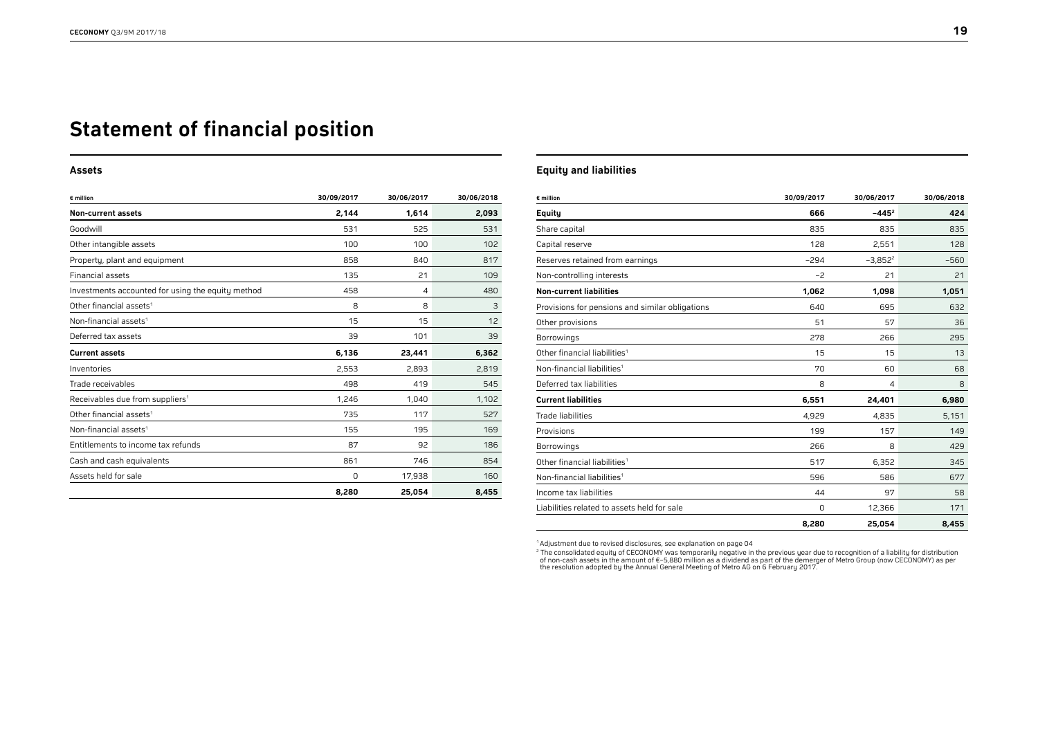# Statement of financial position

## Assets

| € million | 30/09/2017 | 30/06/2017 | 30/06/2018 |
|---|---|---|---|
| **Non-current assets** | **2,144** | **1,614** | **2,093** |
| Goodwill | 531 | 525 | 531 |
| Other intangible assets | 100 | 100 | 102 |
| Property, plant and equipment | 858 | 840 | 817 |
| Financial assets | 135 | 21 | 109 |
| Investments accounted for using the equity method | 458 | 4 | 480 |
| Other financial assets[1] | 8 | 8 | 3 |
| Non-financial assets[1] | 15 | 15 | 12 |
| Deferred tax assets | 39 | 101 | 39 |
| **Current assets** | **6,136** | **23,441** | **6,362** |
| Inventories | 2,553 | 2,893 | 2,819 |
| Trade receivables | 498 | 419 | 545 |
| Receivables due from suppliers[1] | 1,246 | 1,040 | 1,102 |
| Other financial assets[1] | 735 | 117 | 527 |
| Non-financial assets[1] | 155 | 195 | 169 |
| Entitlements to income tax refunds | 87 | 92 | 186 |
| Cash and cash equivalents | 861 | 746 | 854 |
| Assets held for sale | 0 | 17,938 | 160 |
| | **8,280** | **25,054** | **8,455** |

## Equity and liabilities

| € million | 30/09/2017 | 30/06/2017 | 30/06/2018 |
|---|---|---|---|
| **Equity** | **666** | **−445[2]** | **424** |
| Share capital | 835 | 835 | 835 |
| Capital reserve | 128 | 2,551 | 128 |
| Reserves retained from earnings | −294 | −3,852[2] | −560 |
| Non-controlling interests | −2 | 21 | 21 |
| **Non-current liabilities** | **1,062** | **1,098** | **1,051** |
| Provisions for pensions and similar obligations | 640 | 695 | 632 |
| Other provisions | 51 | 57 | 36 |
| Borrowings | 278 | 266 | 295 |
| Other financial liabilities[1] | 15 | 15 | 13 |
| Non-financial liabilities[1] | 70 | 60 | 68 |
| Deferred tax liabilities | 8 | 4 | 8 |
| **Current liabilities** | **6,551** | **24,401** | **6,980** |
| Trade liabilities | 4,929 | 4,835 | 5,151 |
| Provisions | 199 | 157 | 149 |
| Borrowings | 266 | 8 | 429 |
| Other financial liabilities[1] | 517 | 6,352 | 345 |
| Non-financial liabilities[1] | 596 | 586 | 677 |
| Income tax liabilities | 44 | 97 | 58 |
| Liabilities related to assets held for sale | 0 | 12,366 | 171 |
| | **8,280** | **25,054** | **8,455** |

[1] Adjustment due to revised disclosures, see explanation on page 04

[2] The consolidated equity of CECONOMY was temporarily negative in the previous year due to recognition of a liability for distribution of non-cash assets in the amount of €-5,880 million as a dividend as part of the demerger of Metro Group (now CECONOMY) as per the resolution adopted by the Annual General Meeting of Metro AG on 6 February 2017.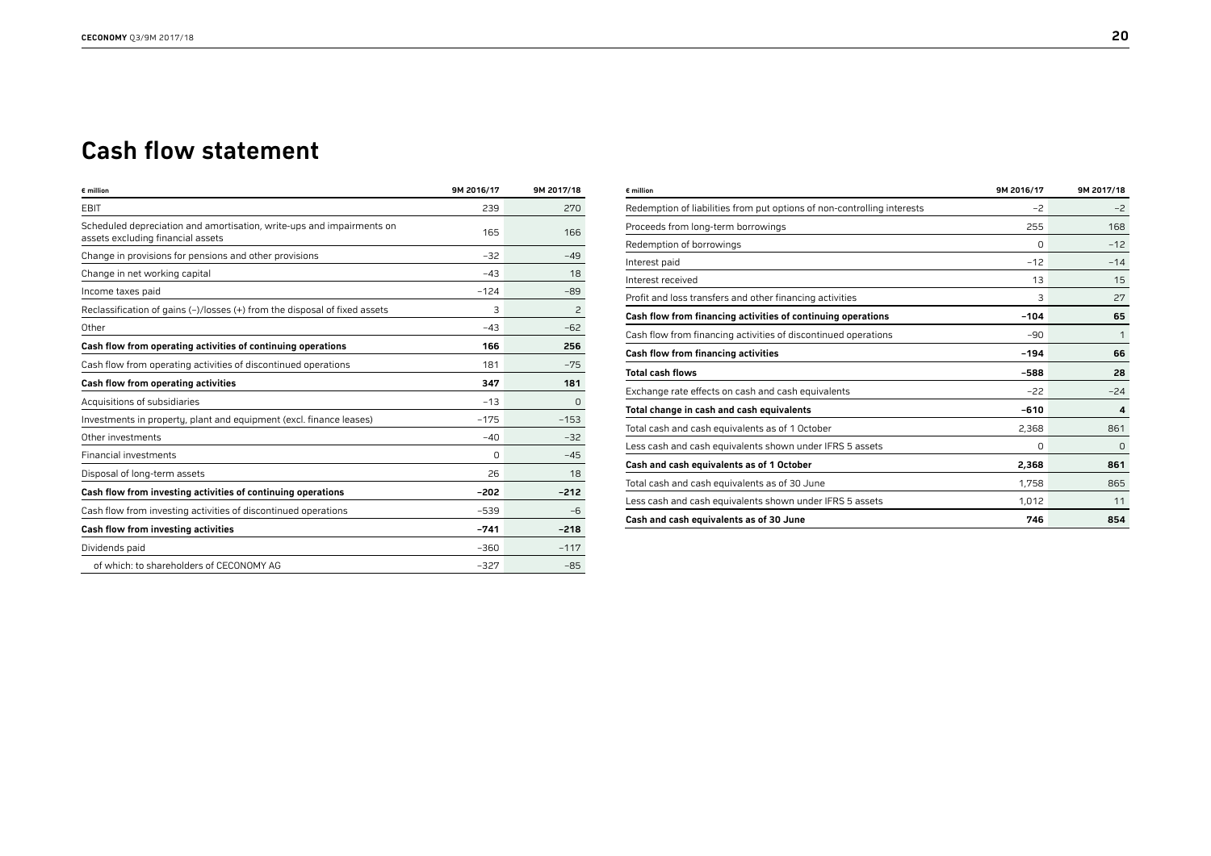# Cash flow statement

| € million | 9M 2016/17 | 9M 2017/18 |
|---|---|---|
| EBIT | 239 | 270 |
| Scheduled depreciation and amortisation, write-ups and impairments on assets excluding financial assets | 165 | 166 |
| Change in provisions for pensions and other provisions | −32 | −49 |
| Change in net working capital | −43 | 18 |
| Income taxes paid | −124 | −89 |
| Reclassification of gains (−)/losses (+) from the disposal of fixed assets | 3 | 2 |
| Other | −43 | −62 |
| **Cash flow from operating activities of continuing operations** | **166** | **256** |
| Cash flow from operating activities of discontinued operations | 181 | −75 |
| **Cash flow from operating activities** | **347** | **181** |
| Acquisitions of subsidiaries | −13 | 0 |
| Investments in property, plant and equipment (excl. finance leases) | −175 | −153 |
| Other investments | −40 | −32 |
| Financial investments | 0 | −45 |
| Disposal of long-term assets | 26 | 18 |
| **Cash flow from investing activities of continuing operations** | **−202** | **−212** |
| Cash flow from investing activities of discontinued operations | −539 | −6 |
| **Cash flow from investing activities** | **−741** | **−218** |
| Dividends paid | −360 | −117 |
| of which: to shareholders of CECONOMY AG | −327 | −85 |
| Redemption of liabilities from put options of non-controlling interests | −2 | −2 |
| Proceeds from long-term borrowings | 255 | 168 |
| Redemption of borrowings | 0 | −12 |
| Interest paid | −12 | −14 |
| Interest received | 13 | 15 |
| Profit and loss transfers and other financing activities | 3 | 27 |
| **Cash flow from financing activities of continuing operations** | **−104** | **65** |
| Cash flow from financing activities of discontinued operations | −90 | 1 |
| **Cash flow from financing activities** | **−194** | **66** |
| **Total cash flows** | **−588** | **28** |
| Exchange rate effects on cash and cash equivalents | −22 | −24 |
| **Total change in cash and cash equivalents** | **−610** | **4** |
| Total cash and cash equivalents as of 1 October | 2,368 | 861 |
| Less cash and cash equivalents shown under IFRS 5 assets | 0 | 0 |
| **Cash and cash equivalents as of 1 October** | **2,368** | **861** |
| Total cash and cash equivalents as of 30 June | 1,758 | 865 |
| Less cash and cash equivalents shown under IFRS 5 assets | 1,012 | 11 |
| **Cash and cash equivalents as of 30 June** | **746** | **854** |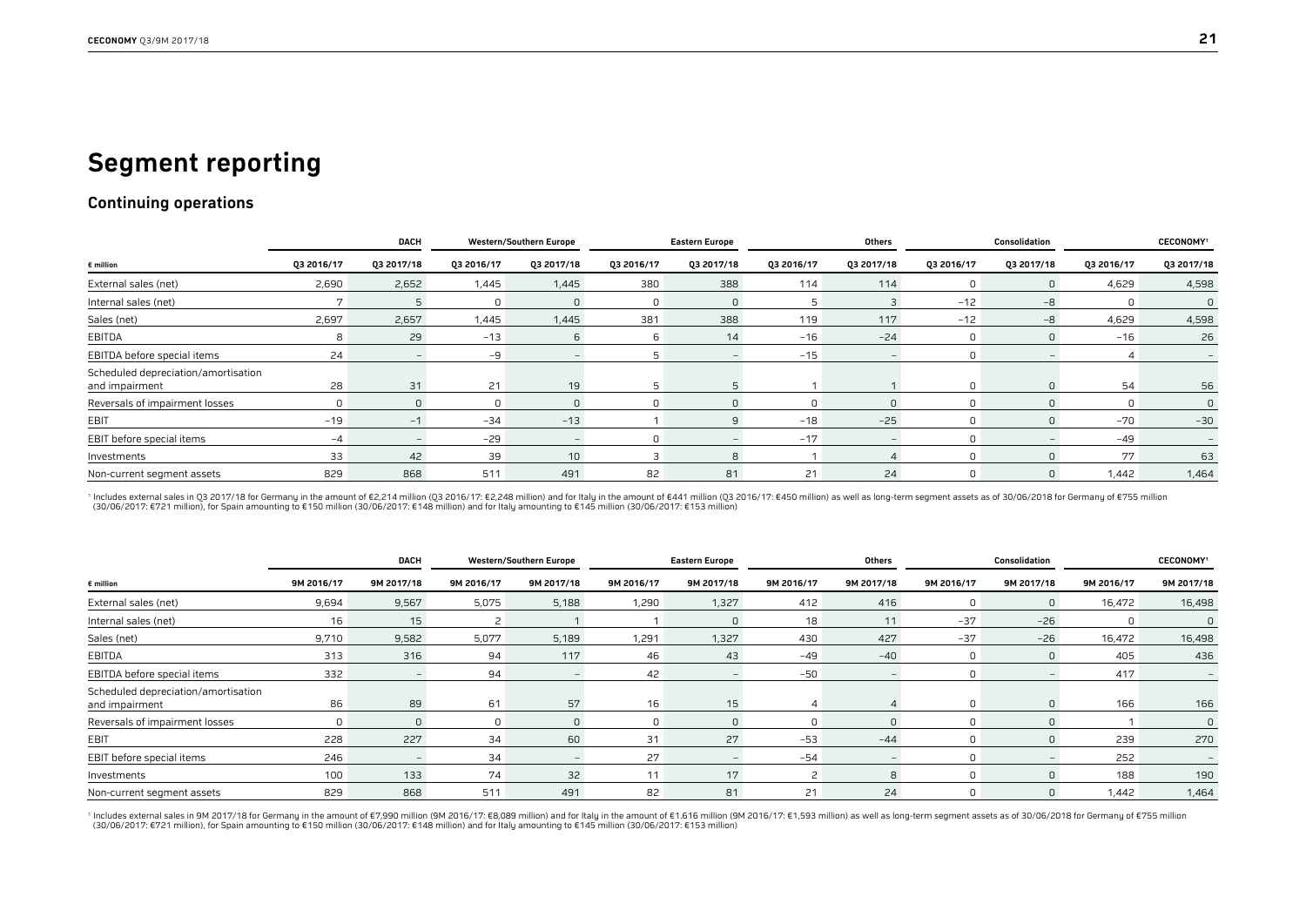# Segment reporting

## Continuing operations

| € million | DACH | | Western/Southern Europe | | Eastern Europe | | Others | | Consolidation | | CECONOMY[1] | |
|---|---|---|---|---|---|---|---|---|---|---|---|---|
| | Q3 2016/17 | Q3 2017/18 | Q3 2016/17 | Q3 2017/18 | Q3 2016/17 | Q3 2017/18 | Q3 2016/17 | Q3 2017/18 | Q3 2016/17 | Q3 2017/18 | Q3 2016/17 | Q3 2017/18 |
| External sales (net) | 2,690 | 2,652 | 1,445 | 1,445 | 380 | 388 | 114 | 114 | 0 | 0 | 4,629 | 4,598 |
| Internal sales (net) | 7 | 5 | 0 | 0 | 0 | 0 | 5 | 3 | −12 | −8 | 0 | 0 |
| Sales (net) | 2,697 | 2,657 | 1,445 | 1,445 | 381 | 388 | 119 | 117 | −12 | −8 | 4,629 | 4,598 |
| EBITDA | 8 | 29 | −13 | 6 | 6 | 14 | −16 | −24 | 0 | 0 | −16 | 26 |
| EBITDA before special items | 24 | – | −9 | – | 5 | – | −15 | – | 0 | – | 4 | – |
| Scheduled depreciation/amortisation and impairment | 28 | 31 | 21 | 19 | 5 | 5 | 1 | 1 | 0 | 0 | 54 | 56 |
| Reversals of impairment losses | 0 | 0 | 0 | 0 | 0 | 0 | 0 | 0 | 0 | 0 | 0 | 0 |
| EBIT | −19 | −1 | −34 | −13 | 1 | 9 | −18 | −25 | 0 | 0 | −70 | −30 |
| EBIT before special items | −4 | – | −29 | – | 0 | – | −17 | – | 0 | – | −49 | – |
| Investments | 33 | 42 | 39 | 10 | 3 | 8 | 1 | 4 | 0 | 0 | 77 | 63 |
| Non-current segment assets | 829 | 868 | 511 | 491 | 82 | 81 | 21 | 24 | 0 | 0 | 1,442 | 1,464 |

[1] Includes external sales in Q3 2017/18 for Germany in the amount of €2,214 million (Q3 2016/17: €2,248 million) and for Italy in the amount of €441 million (Q3 2016/17: €450 million) as well as long-term segment assets as of 30/06/2018 for Germany of €755 million (30/06/2017: €721 million), for Spain amounting to €150 million (30/06/2017: €148 million) and for Italy amounting to €145 million (30/06/2017: €153 million)

| € million | DACH | | Western/Southern Europe | | Eastern Europe | | Others | | Consolidation | | CECONOMY[1] | |
|---|---|---|---|---|---|---|---|---|---|---|---|---|
| | 9M 2016/17 | 9M 2017/18 | 9M 2016/17 | 9M 2017/18 | 9M 2016/17 | 9M 2017/18 | 9M 2016/17 | 9M 2017/18 | 9M 2016/17 | 9M 2017/18 | 9M 2016/17 | 9M 2017/18 |
| External sales (net) | 9,694 | 9,567 | 5,075 | 5,188 | 1,290 | 1,327 | 412 | 416 | 0 | 0 | 16,472 | 16,498 |
| Internal sales (net) | 16 | 15 | 2 | 1 | 1 | 0 | 18 | 11 | −37 | −26 | 0 | 0 |
| Sales (net) | 9,710 | 9,582 | 5,077 | 5,189 | 1,291 | 1,327 | 430 | 427 | −37 | −26 | 16,472 | 16,498 |
| EBITDA | 313 | 316 | 94 | 117 | 46 | 43 | −49 | −40 | 0 | 0 | 405 | 436 |
| EBITDA before special items | 332 | – | 94 | – | 42 | – | −50 | – | 0 | – | 417 | – |
| Scheduled depreciation/amortisation and impairment | 86 | 89 | 61 | 57 | 16 | 15 | 4 | 4 | 0 | 0 | 166 | 166 |
| Reversals of impairment losses | 0 | 0 | 0 | 0 | 0 | 0 | 0 | 0 | 0 | 0 | 1 | 0 |
| EBIT | 228 | 227 | 34 | 60 | 31 | 27 | −53 | −44 | 0 | 0 | 239 | 270 |
| EBIT before special items | 246 | – | 34 | – | 27 | – | −54 | – | 0 | – | 252 | – |
| Investments | 100 | 133 | 74 | 32 | 11 | 17 | 2 | 8 | 0 | 0 | 188 | 190 |
| Non-current segment assets | 829 | 868 | 511 | 491 | 82 | 81 | 21 | 24 | 0 | 0 | 1,442 | 1,464 |

[1] Includes external sales in 9M 2017/18 for Germany in the amount of €7,990 million (9M 2016/17: €8,089 million) and for Italy in the amount of €1,616 million (9M 2016/17: €1,593 million) as well as long-term segment assets as of 30/06/2018 for Germany of €755 million (30/06/2017: €721 million), for Spain amounting to €150 million (30/06/2017: €148 million) and for Italy amounting to €145 million (30/06/2017: €153 million)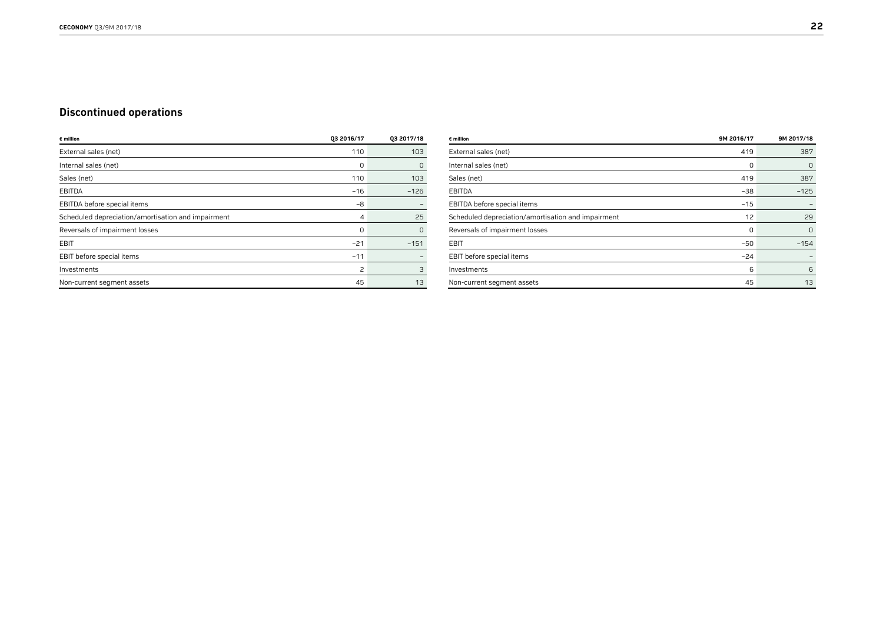## Discontinued operations

| € million | Q3 2016/17 | Q3 2017/18 |
|---|---|---|
| External sales (net) | 110 | 103 |
| Internal sales (net) | 0 | 0 |
| Sales (net) | 110 | 103 |
| EBITDA | −16 | −126 |
| EBITDA before special items | −8 | – |
| Scheduled depreciation/amortisation and impairment | 4 | 25 |
| Reversals of impairment losses | 0 | 0 |
| EBIT | −21 | −151 |
| EBIT before special items | −11 | – |
| Investments | 2 | 3 |
| Non-current segment assets | 45 | 13 |

| € million | 9M 2016/17 | 9M 2017/18 |
|---|---|---|
| External sales (net) | 419 | 387 |
| Internal sales (net) | 0 | 0 |
| Sales (net) | 419 | 387 |
| EBITDA | −38 | −125 |
| EBITDA before special items | −15 | – |
| Scheduled depreciation/amortisation and impairment | 12 | 29 |
| Reversals of impairment losses | 0 | 0 |
| EBIT | −50 | −154 |
| EBIT before special items | −24 | – |
| Investments | 6 | 6 |
| Non-current segment assets | 45 | 13 |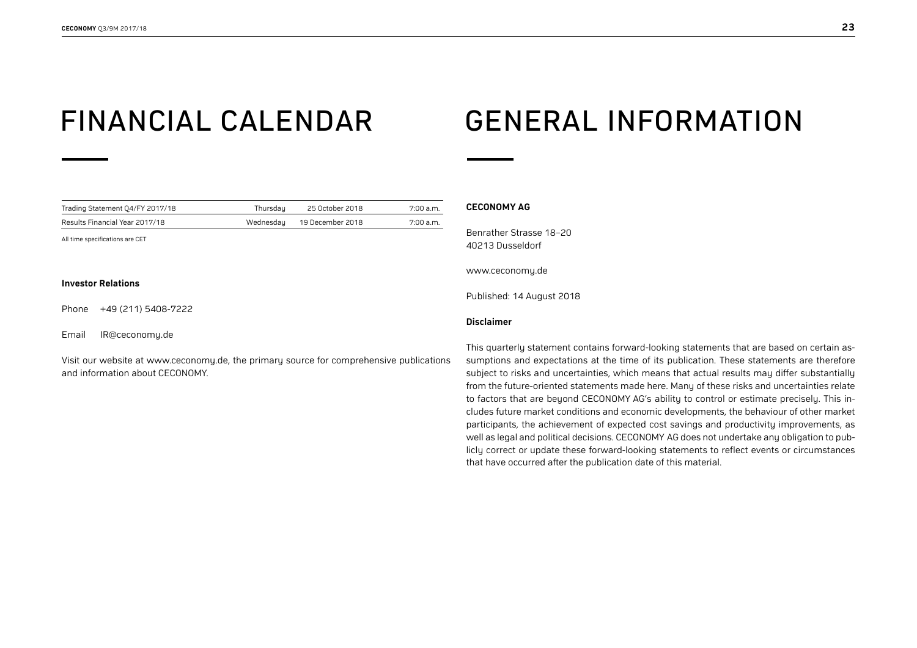# FINANCIAL CALENDAR

| | | | |
|---|---|---|---|
| Trading Statement Q4/FY 2017/18 | Thursday | 25 October 2018 | 7:00 a.m. |
| Results Financial Year 2017/18 | Wednesday | 19 December 2018 | 7:00 a.m. |

All time specifications are CET

**Investor Relations**

Phone +49 (211) 5408-7222

Email IR@ceconomy.de

Visit our website at www.ceconomy.de, the primary source for comprehensive publications and information about CECONOMY.

# GENERAL INFORMATION

**CECONOMY AG**

Benrather Strasse 18–20
40213 Dusseldorf

www.ceconomy.de

Published: 14 August 2018

**Disclaimer**

This quarterly statement contains forward-looking statements that are based on certain assumptions and expectations at the time of its publication. These statements are therefore subject to risks and uncertainties, which means that actual results may differ substantially from the future-oriented statements made here. Many of these risks and uncertainties relate to factors that are beyond CECONOMY AG's ability to control or estimate precisely. This includes future market conditions and economic developments, the behaviour of other market participants, the achievement of expected cost savings and productivity improvements, as well as legal and political decisions. CECONOMY AG does not undertake any obligation to publicly correct or update these forward-looking statements to reflect events or circumstances that have occurred after the publication date of this material.